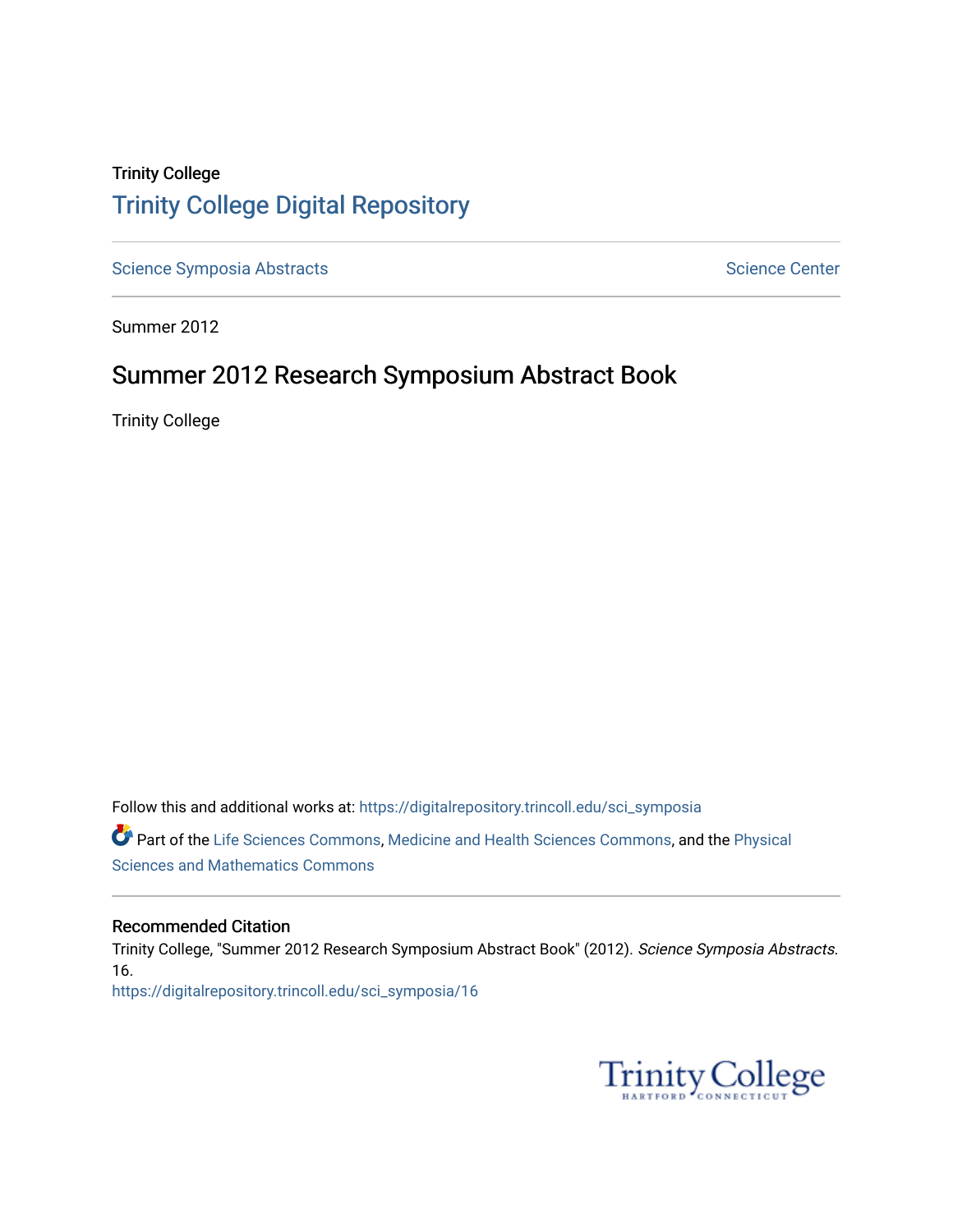Trinity College

# Trinity College Digital Repository

Science Symposia Abstracts

Science Center

Summer 2012

## Summer 2012 Research Symposium Abstract Book

Trinity College

Follow this and additional works at: https://digitalrepository.trincoll.edu/sci_symposia

Part of the Life Sciences Commons, Medicine and Health Sciences Commons, and the Physical Sciences and Mathematics Commons

### Recommended Citation

Trinity College, "Summer 2012 Research Symposium Abstract Book" (2012). *Science Symposia Abstracts*. 16.
https://digitalrepository.trincoll.edu/sci_symposia/16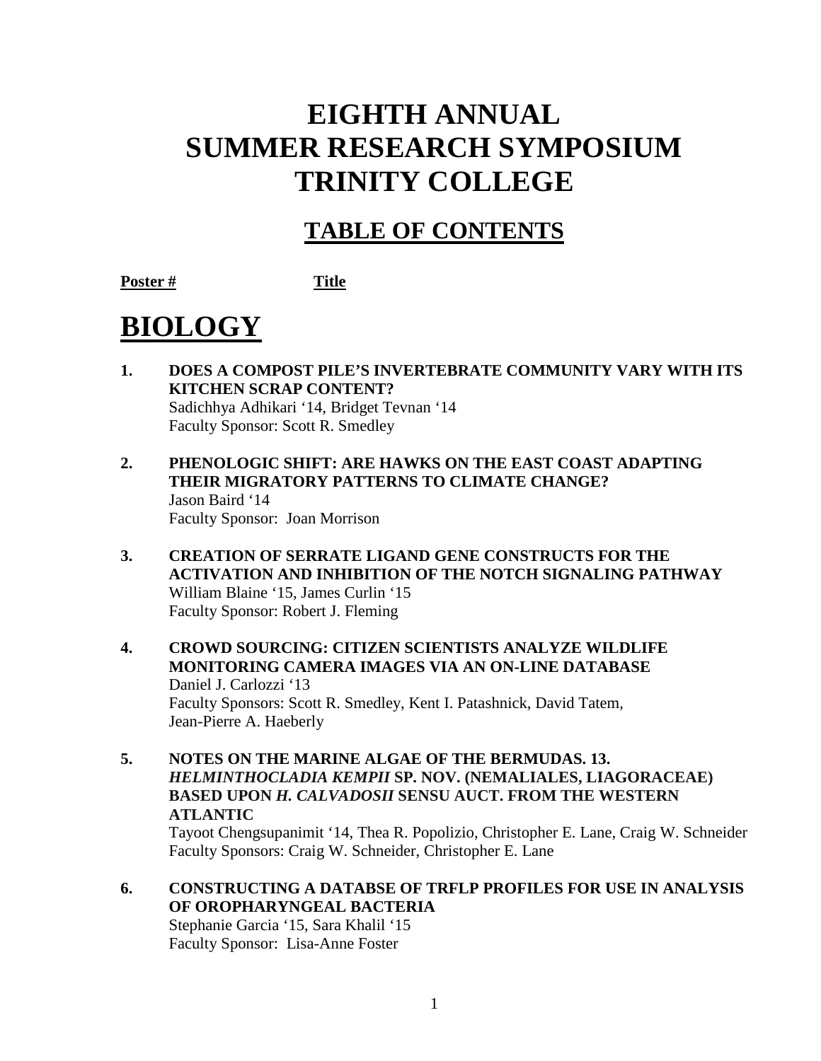# EIGHTH ANNUAL SUMMER RESEARCH SYMPOSIUM TRINITY COLLEGE

## TABLE OF CONTENTS

**Poster #** **Title**

# BIOLOGY

**1. DOES A COMPOST PILE'S INVERTEBRATE COMMUNITY VARY WITH ITS KITCHEN SCRAP CONTENT?**
Sadichhya Adhikari '14, Bridget Tevnan '14
Faculty Sponsor: Scott R. Smedley

**2. PHENOLOGIC SHIFT: ARE HAWKS ON THE EAST COAST ADAPTING THEIR MIGRATORY PATTERNS TO CLIMATE CHANGE?**
Jason Baird '14
Faculty Sponsor: Joan Morrison

**3. CREATION OF SERRATE LIGAND GENE CONSTRUCTS FOR THE ACTIVATION AND INHIBITION OF THE NOTCH SIGNALING PATHWAY**
William Blaine '15, James Curlin '15
Faculty Sponsor: Robert J. Fleming

**4. CROWD SOURCING: CITIZEN SCIENTISTS ANALYZE WILDLIFE MONITORING CAMERA IMAGES VIA AN ON-LINE DATABASE**
Daniel J. Carlozzi '13
Faculty Sponsors: Scott R. Smedley, Kent I. Patashnick, David Tatem, Jean-Pierre A. Haeberly

**5. NOTES ON THE MARINE ALGAE OF THE BERMUDAS. 13. *HELMINTHOCLADIA KEMPII* SP. NOV. (NEMALIALES, LIAGORACEAE) BASED UPON *H. CALVADOSII* SENSU AUCT. FROM THE WESTERN ATLANTIC**
Tayoot Chengsupanimit '14, Thea R. Popolizio, Christopher E. Lane, Craig W. Schneider
Faculty Sponsors: Craig W. Schneider, Christopher E. Lane

**6. CONSTRUCTING A DATBSE OF TRFLP PROFILES FOR USE IN ANALYSIS OF OROPHARYNGEAL BACTERIA**
Stephanie Garcia '15, Sara Khalil '15
Faculty Sponsor: Lisa-Anne Foster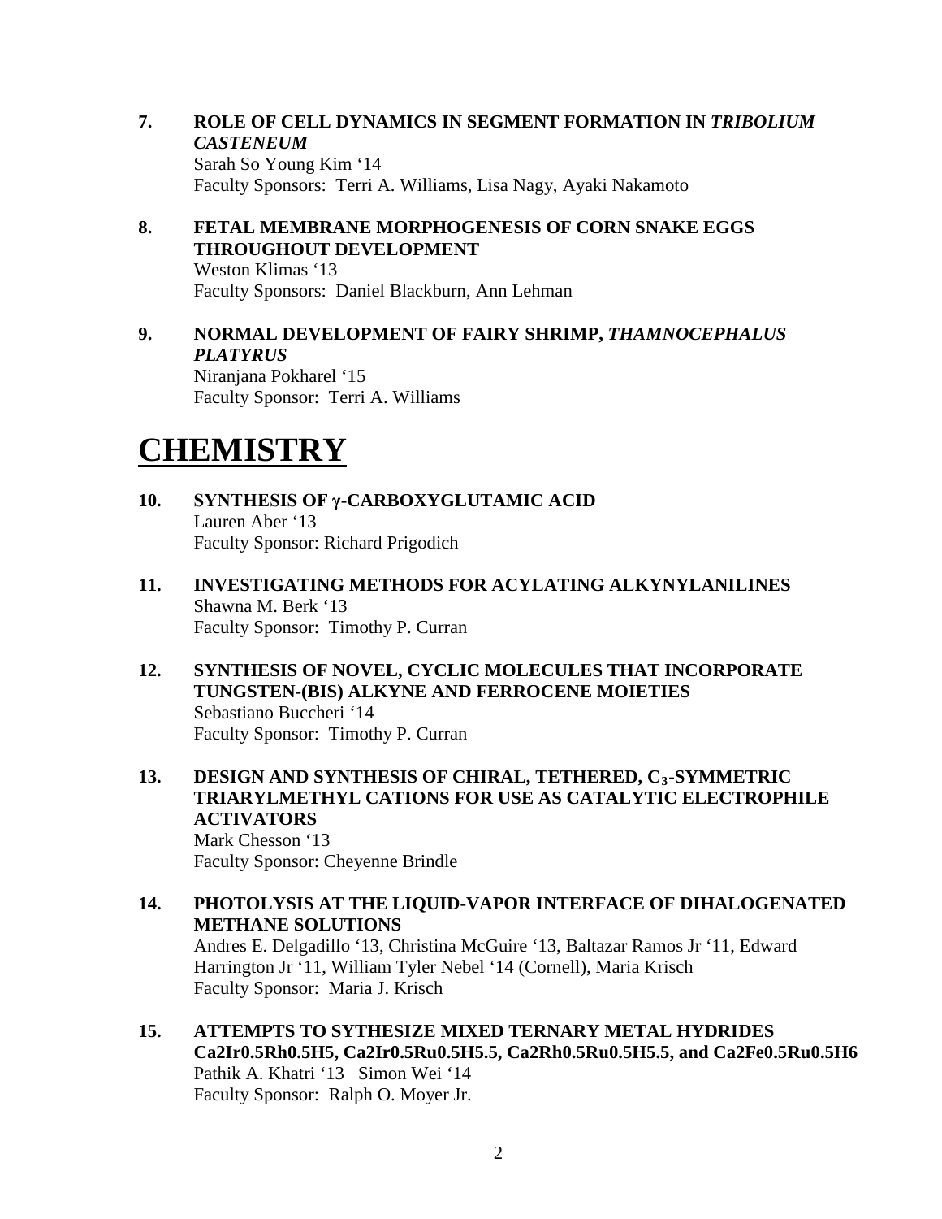**7. ROLE OF CELL DYNAMICS IN SEGMENT FORMATION IN *TRIBOLIUM CASTENEUM***
Sarah So Young Kim '14
Faculty Sponsors: Terri A. Williams, Lisa Nagy, Ayaki Nakamoto

**8. FETAL MEMBRANE MORPHOGENESIS OF CORN SNAKE EGGS THROUGHOUT DEVELOPMENT**
Weston Klimas '13
Faculty Sponsors: Daniel Blackburn, Ann Lehman

**9. NORMAL DEVELOPMENT OF FAIRY SHRIMP, *THAMNOCEPHALUS PLATYRUS***
Niranjana Pokharel '15
Faculty Sponsor: Terri A. Williams

# CHEMISTRY

**10. SYNTHESIS OF γ-CARBOXYGLUTAMIC ACID**
Lauren Aber '13
Faculty Sponsor: Richard Prigodich

**11. INVESTIGATING METHODS FOR ACYLATING ALKYNYLANILINES**
Shawna M. Berk '13
Faculty Sponsor: Timothy P. Curran

**12. SYNTHESIS OF NOVEL, CYCLIC MOLECULES THAT INCORPORATE TUNGSTEN-(BIS) ALKYNE AND FERROCENE MOIETIES**
Sebastiano Buccheri '14
Faculty Sponsor: Timothy P. Curran

**13. DESIGN AND SYNTHESIS OF CHIRAL, TETHERED, $C_3$-SYMMETRIC TRIARYLMETHYL CATIONS FOR USE AS CATALYTIC ELECTROPHILE ACTIVATORS**
Mark Chesson '13
Faculty Sponsor: Cheyenne Brindle

**14. PHOTOLYSIS AT THE LIQUID-VAPOR INTERFACE OF DIHALOGENATED METHANE SOLUTIONS**
Andres E. Delgadillo '13, Christina McGuire '13, Baltazar Ramos Jr '11, Edward Harrington Jr '11, William Tyler Nebel '14 (Cornell), Maria Krisch
Faculty Sponsor: Maria J. Krisch

**15. ATTEMPTS TO SYTHESIZE MIXED TERNARY METAL HYDRIDES Ca2Ir0.5Rh0.5H5, Ca2Ir0.5Ru0.5H5.5, Ca2Rh0.5Ru0.5H5.5, and Ca2Fe0.5Ru0.5H6**
Pathik A. Khatri '13 Simon Wei '14
Faculty Sponsor: Ralph O. Moyer Jr.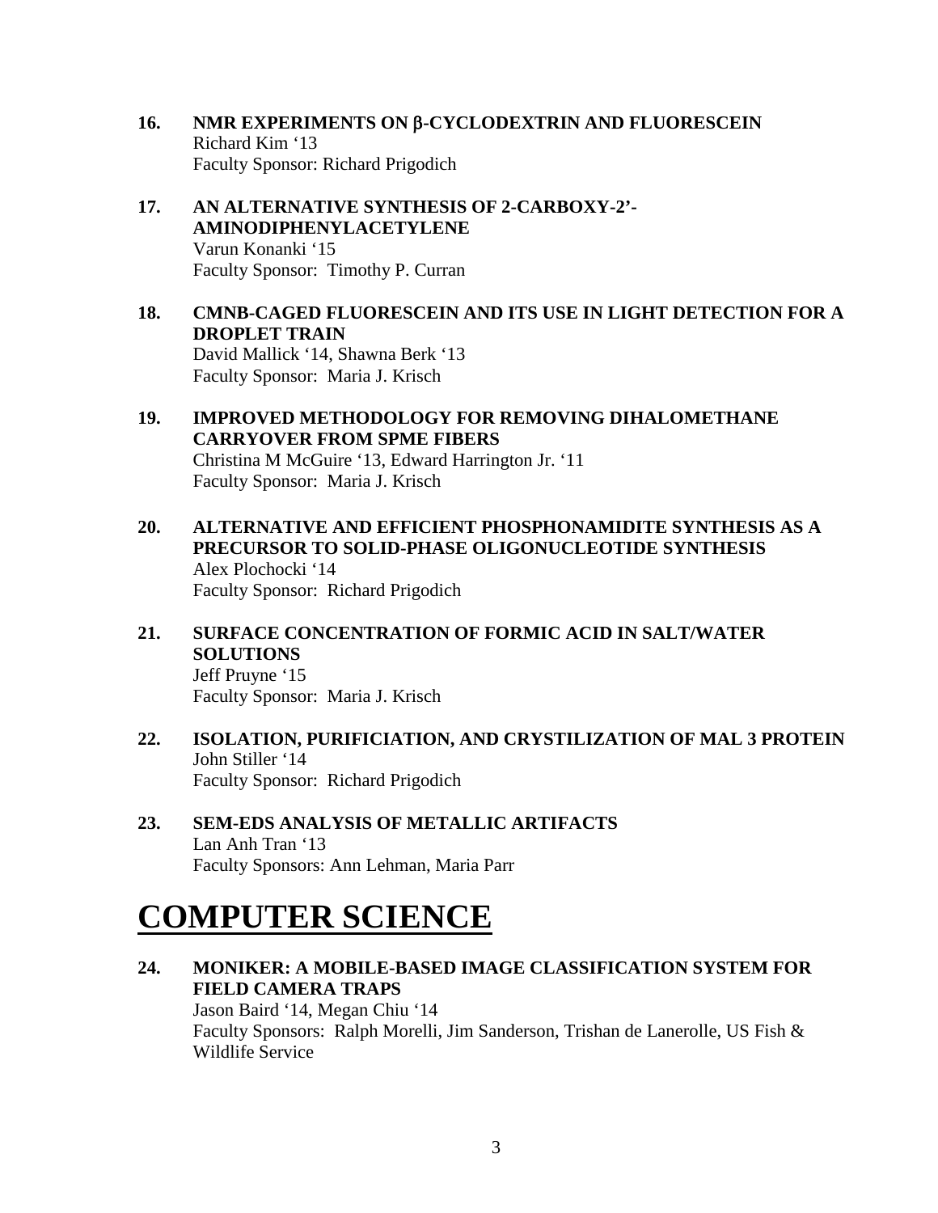**16. NMR EXPERIMENTS ON β-CYCLODEXTRIN AND FLUORESCEIN**
Richard Kim '13
Faculty Sponsor: Richard Prigodich

**17. AN ALTERNATIVE SYNTHESIS OF 2-CARBOXY-2'-AMINODIPHENYLACETYLENE**
Varun Konanki '15
Faculty Sponsor: Timothy P. Curran

**18. CMNB-CAGED FLUORESCEIN AND ITS USE IN LIGHT DETECTION FOR A DROPLET TRAIN**
David Mallick '14, Shawna Berk '13
Faculty Sponsor: Maria J. Krisch

**19. IMPROVED METHODOLOGY FOR REMOVING DIHALOMETHANE CARRYOVER FROM SPME FIBERS**
Christina M McGuire '13, Edward Harrington Jr. '11
Faculty Sponsor: Maria J. Krisch

**20. ALTERNATIVE AND EFFICIENT PHOSPHONAMIDITE SYNTHESIS AS A PRECURSOR TO SOLID-PHASE OLIGONUCLEOTIDE SYNTHESIS**
Alex Plochocki '14
Faculty Sponsor: Richard Prigodich

**21. SURFACE CONCENTRATION OF FORMIC ACID IN SALT/WATER SOLUTIONS**
Jeff Pruyne '15
Faculty Sponsor: Maria J. Krisch

**22. ISOLATION, PURIFICIATION, AND CRYSTILIZATION OF MAL 3 PROTEIN**
John Stiller '14
Faculty Sponsor: Richard Prigodich

**23. SEM-EDS ANALYSIS OF METALLIC ARTIFACTS**
Lan Anh Tran '13
Faculty Sponsors: Ann Lehman, Maria Parr

# COMPUTER SCIENCE

**24. MONIKER: A MOBILE-BASED IMAGE CLASSIFICATION SYSTEM FOR FIELD CAMERA TRAPS**
Jason Baird '14, Megan Chiu '14
Faculty Sponsors: Ralph Morelli, Jim Sanderson, Trishan de Lanerolle, US Fish & Wildlife Service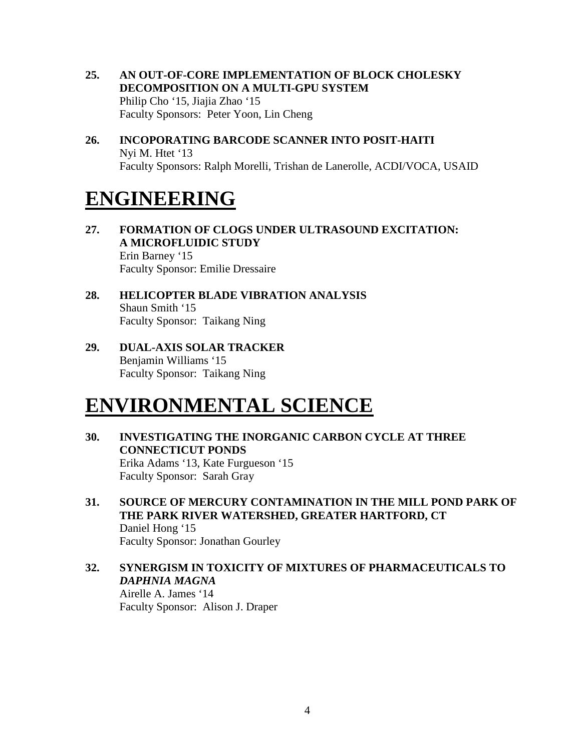**25. AN OUT-OF-CORE IMPLEMENTATION OF BLOCK CHOLESKY DECOMPOSITION ON A MULTI-GPU SYSTEM**
Philip Cho '15, Jiajia Zhao '15
Faculty Sponsors: Peter Yoon, Lin Cheng

**26. INCOPORATING BARCODE SCANNER INTO POSIT-HAITI**
Nyi M. Htet '13
Faculty Sponsors: Ralph Morelli, Trishan de Lanerolle, ACDI/VOCA, USAID

# ENGINEERING

**27. FORMATION OF CLOGS UNDER ULTRASOUND EXCITATION: A MICROFLUIDIC STUDY**
Erin Barney '15
Faculty Sponsor: Emilie Dressaire

**28. HELICOPTER BLADE VIBRATION ANALYSIS**
Shaun Smith '15
Faculty Sponsor: Taikang Ning

**29. DUAL-AXIS SOLAR TRACKER**
Benjamin Williams '15
Faculty Sponsor: Taikang Ning

# ENVIRONMENTAL SCIENCE

**30. INVESTIGATING THE INORGANIC CARBON CYCLE AT THREE CONNECTICUT PONDS**
Erika Adams '13, Kate Furgueson '15
Faculty Sponsor: Sarah Gray

**31. SOURCE OF MERCURY CONTAMINATION IN THE MILL POND PARK OF THE PARK RIVER WATERSHED, GREATER HARTFORD, CT**
Daniel Hong '15
Faculty Sponsor: Jonathan Gourley

**32. SYNERGISM IN TOXICITY OF MIXTURES OF PHARMACEUTICALS TO *DAPHNIA MAGNA***
Airelle A. James '14
Faculty Sponsor: Alison J. Draper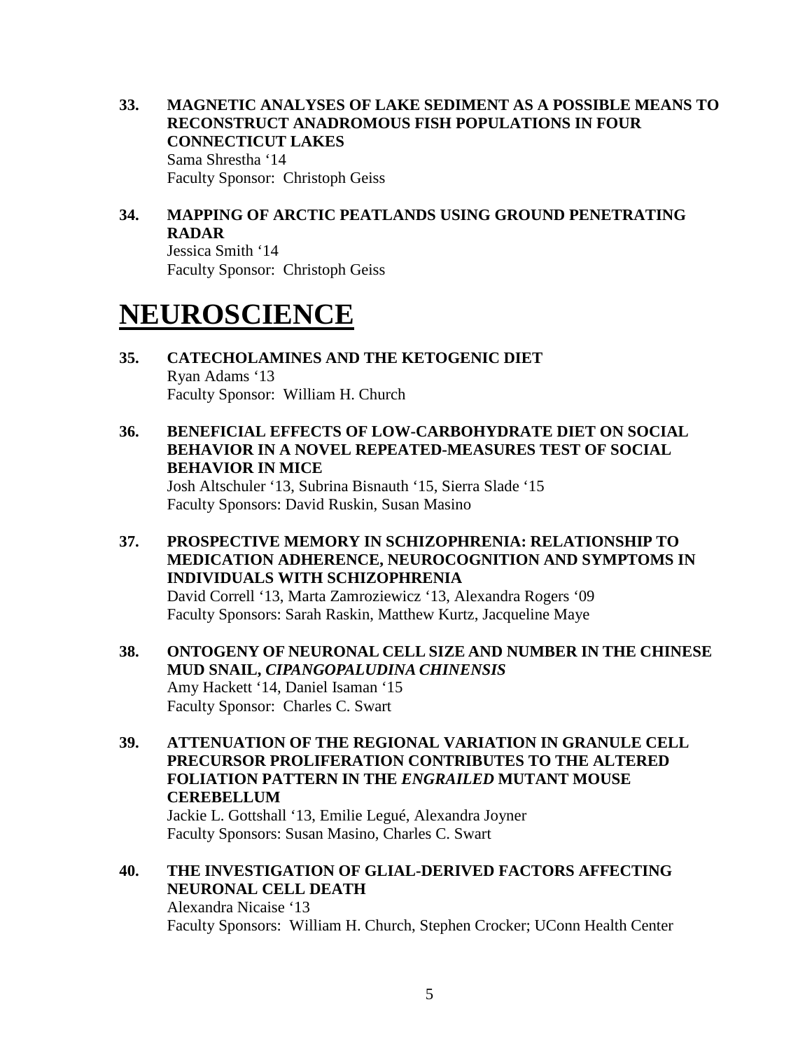**33. MAGNETIC ANALYSES OF LAKE SEDIMENT AS A POSSIBLE MEANS TO RECONSTRUCT ANADROMOUS FISH POPULATIONS IN FOUR CONNECTICUT LAKES**
Sama Shrestha '14
Faculty Sponsor: Christoph Geiss

**34. MAPPING OF ARCTIC PEATLANDS USING GROUND PENETRATING RADAR**
Jessica Smith '14
Faculty Sponsor: Christoph Geiss

# NEUROSCIENCE

**35. CATECHOLAMINES AND THE KETOGENIC DIET**
Ryan Adams '13
Faculty Sponsor: William H. Church

**36. BENEFICIAL EFFECTS OF LOW-CARBOHYDRATE DIET ON SOCIAL BEHAVIOR IN A NOVEL REPEATED-MEASURES TEST OF SOCIAL BEHAVIOR IN MICE**
Josh Altschuler '13, Subrina Bisnauth '15, Sierra Slade '15
Faculty Sponsors: David Ruskin, Susan Masino

**37. PROSPECTIVE MEMORY IN SCHIZOPHRENIA: RELATIONSHIP TO MEDICATION ADHERENCE, NEUROCOGNITION AND SYMPTOMS IN INDIVIDUALS WITH SCHIZOPHRENIA**
David Correll '13, Marta Zamroziewicz '13, Alexandra Rogers '09
Faculty Sponsors: Sarah Raskin, Matthew Kurtz, Jacqueline Maye

**38. ONTOGENY OF NEURONAL CELL SIZE AND NUMBER IN THE CHINESE MUD SNAIL, *CIPANGOPALUDINA CHINENSIS***
Amy Hackett '14, Daniel Isaman '15
Faculty Sponsor: Charles C. Swart

**39. ATTENUATION OF THE REGIONAL VARIATION IN GRANULE CELL PRECURSOR PROLIFERATION CONTRIBUTES TO THE ALTERED FOLIATION PATTERN IN THE *ENGRAILED* MUTANT MOUSE CEREBELLUM**
Jackie L. Gottshall '13, Emilie Legué, Alexandra Joyner
Faculty Sponsors: Susan Masino, Charles C. Swart

**40. THE INVESTIGATION OF GLIAL-DERIVED FACTORS AFFECTING NEURONAL CELL DEATH**
Alexandra Nicaise '13
Faculty Sponsors: William H. Church, Stephen Crocker; UConn Health Center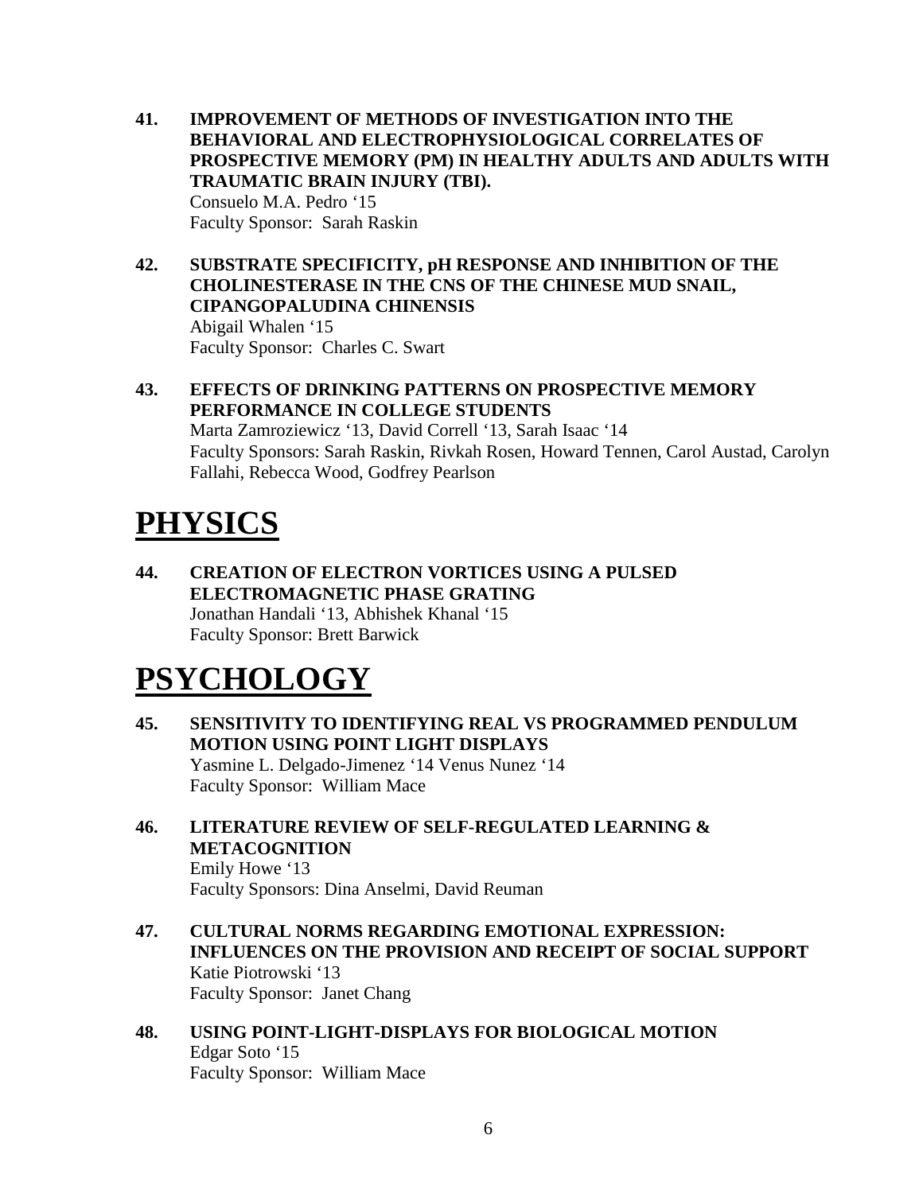**41. IMPROVEMENT OF METHODS OF INVESTIGATION INTO THE BEHAVIORAL AND ELECTROPHYSIOLOGICAL CORRELATES OF PROSPECTIVE MEMORY (PM) IN HEALTHY ADULTS AND ADULTS WITH TRAUMATIC BRAIN INJURY (TBI).**
Consuelo M.A. Pedro '15
Faculty Sponsor: Sarah Raskin

**42. SUBSTRATE SPECIFICITY, pH RESPONSE AND INHIBITION OF THE CHOLINESTERASE IN THE CNS OF THE CHINESE MUD SNAIL, CIPANGOPALUDINA CHINENSIS**
Abigail Whalen '15
Faculty Sponsor: Charles C. Swart

**43. EFFECTS OF DRINKING PATTERNS ON PROSPECTIVE MEMORY PERFORMANCE IN COLLEGE STUDENTS**
Marta Zamroziewicz '13, David Correll '13, Sarah Isaac '14
Faculty Sponsors: Sarah Raskin, Rivkah Rosen, Howard Tennen, Carol Austad, Carolyn Fallahi, Rebecca Wood, Godfrey Pearlson

# PHYSICS

**44. CREATION OF ELECTRON VORTICES USING A PULSED ELECTROMAGNETIC PHASE GRATING**
Jonathan Handali '13, Abhishek Khanal '15
Faculty Sponsor: Brett Barwick

# PSYCHOLOGY

**45. SENSITIVITY TO IDENTIFYING REAL VS PROGRAMMED PENDULUM MOTION USING POINT LIGHT DISPLAYS**
Yasmine L. Delgado-Jimenez '14 Venus Nunez '14
Faculty Sponsor: William Mace

**46. LITERATURE REVIEW OF SELF-REGULATED LEARNING & METACOGNITION**
Emily Howe '13
Faculty Sponsors: Dina Anselmi, David Reuman

**47. CULTURAL NORMS REGARDING EMOTIONAL EXPRESSION: INFLUENCES ON THE PROVISION AND RECEIPT OF SOCIAL SUPPORT**
Katie Piotrowski '13
Faculty Sponsor: Janet Chang

**48. USING POINT-LIGHT-DISPLAYS FOR BIOLOGICAL MOTION**
Edgar Soto '15
Faculty Sponsor: William Mace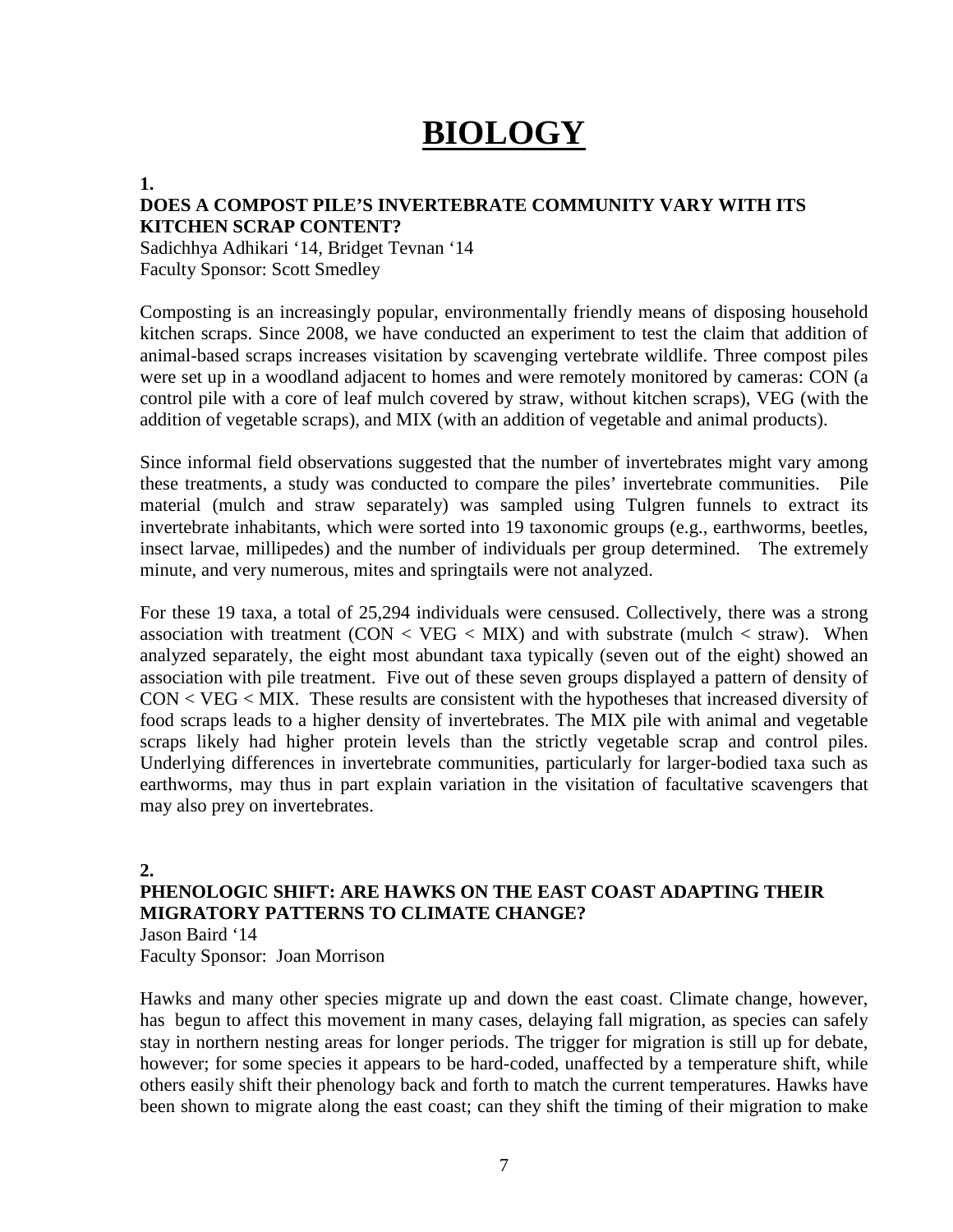# BIOLOGY

**1.**

### DOES A COMPOST PILE'S INVERTEBRATE COMMUNITY VARY WITH ITS KITCHEN SCRAP CONTENT?

Sadichhya Adhikari '14, Bridget Tevnan '14
Faculty Sponsor: Scott Smedley

Composting is an increasingly popular, environmentally friendly means of disposing household kitchen scraps. Since 2008, we have conducted an experiment to test the claim that addition of animal-based scraps increases visitation by scavenging vertebrate wildlife. Three compost piles were set up in a woodland adjacent to homes and were remotely monitored by cameras: CON (a control pile with a core of leaf mulch covered by straw, without kitchen scraps), VEG (with the addition of vegetable scraps), and MIX (with an addition of vegetable and animal products).

Since informal field observations suggested that the number of invertebrates might vary among these treatments, a study was conducted to compare the piles' invertebrate communities. Pile material (mulch and straw separately) was sampled using Tulgren funnels to extract its invertebrate inhabitants, which were sorted into 19 taxonomic groups (e.g., earthworms, beetles, insect larvae, millipedes) and the number of individuals per group determined. The extremely minute, and very numerous, mites and springtails were not analyzed.

For these 19 taxa, a total of 25,294 individuals were censused. Collectively, there was a strong association with treatment (CON < VEG < MIX) and with substrate (mulch < straw). When analyzed separately, the eight most abundant taxa typically (seven out of the eight) showed an association with pile treatment. Five out of these seven groups displayed a pattern of density of CON < VEG < MIX. These results are consistent with the hypotheses that increased diversity of food scraps leads to a higher density of invertebrates. The MIX pile with animal and vegetable scraps likely had higher protein levels than the strictly vegetable scrap and control piles. Underlying differences in invertebrate communities, particularly for larger-bodied taxa such as earthworms, may thus in part explain variation in the visitation of facultative scavengers that may also prey on invertebrates.

**2.**

### PHENOLOGIC SHIFT: ARE HAWKS ON THE EAST COAST ADAPTING THEIR MIGRATORY PATTERNS TO CLIMATE CHANGE?

Jason Baird '14
Faculty Sponsor: Joan Morrison

Hawks and many other species migrate up and down the east coast. Climate change, however, has begun to affect this movement in many cases, delaying fall migration, as species can safely stay in northern nesting areas for longer periods. The trigger for migration is still up for debate, however; for some species it appears to be hard-coded, unaffected by a temperature shift, while others easily shift their phenology back and forth to match the current temperatures. Hawks have been shown to migrate along the east coast; can they shift the timing of their migration to make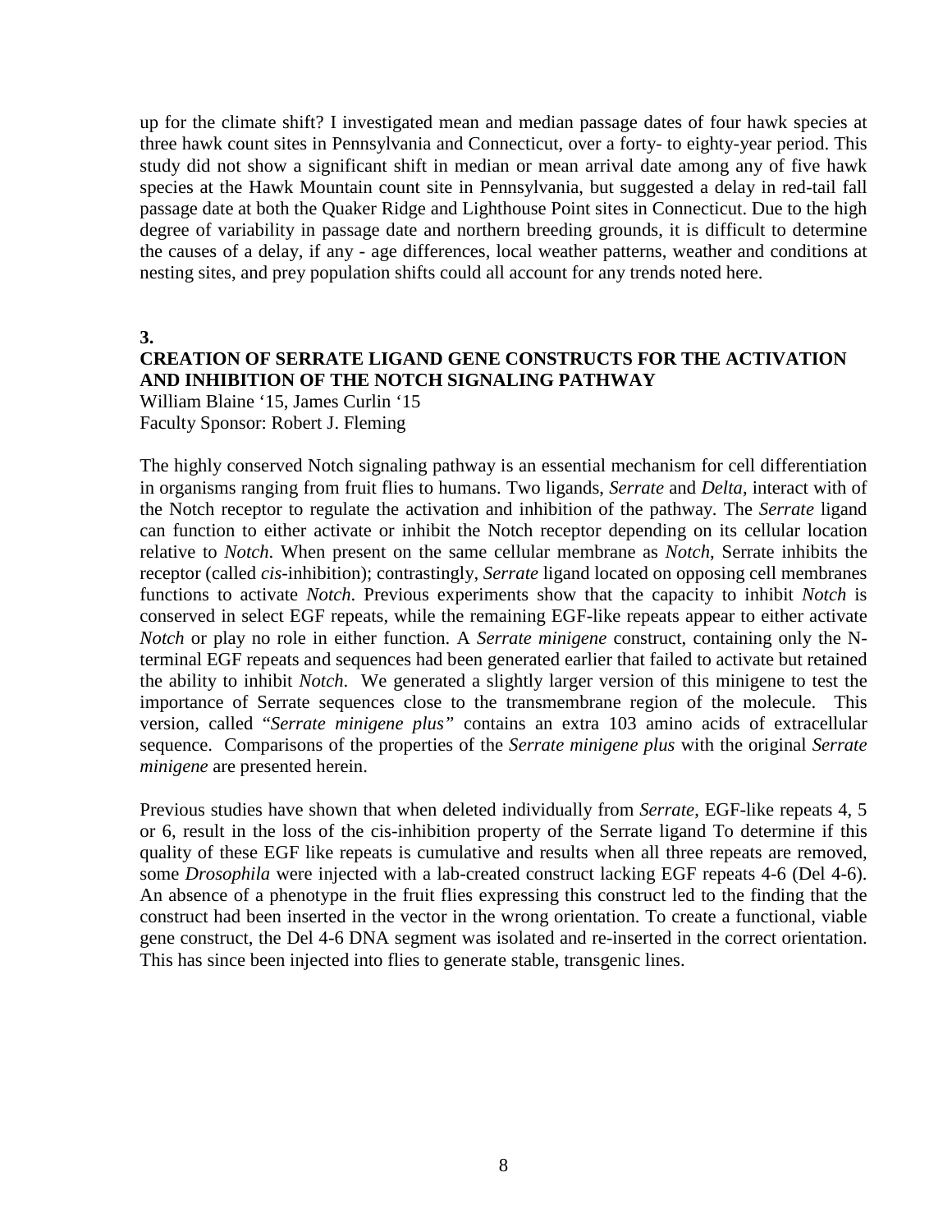up for the climate shift? I investigated mean and median passage dates of four hawk species at three hawk count sites in Pennsylvania and Connecticut, over a forty- to eighty-year period. This study did not show a significant shift in median or mean arrival date among any of five hawk species at the Hawk Mountain count site in Pennsylvania, but suggested a delay in red-tail fall passage date at both the Quaker Ridge and Lighthouse Point sites in Connecticut. Due to the high degree of variability in passage date and northern breeding grounds, it is difficult to determine the causes of a delay, if any - age differences, local weather patterns, weather and conditions at nesting sites, and prey population shifts could all account for any trends noted here.

**3.**

## CREATION OF SERRATE LIGAND GENE CONSTRUCTS FOR THE ACTIVATION AND INHIBITION OF THE NOTCH SIGNALING PATHWAY

William Blaine '15, James Curlin '15
Faculty Sponsor: Robert J. Fleming

The highly conserved Notch signaling pathway is an essential mechanism for cell differentiation in organisms ranging from fruit flies to humans. Two ligands, *Serrate* and *Delta*, interact with of the Notch receptor to regulate the activation and inhibition of the pathway. The *Serrate* ligand can function to either activate or inhibit the Notch receptor depending on its cellular location relative to *Notch*. When present on the same cellular membrane as *Notch*, Serrate inhibits the receptor (called *cis*-inhibition); contrastingly, *Serrate* ligand located on opposing cell membranes functions to activate *Notch*. Previous experiments show that the capacity to inhibit *Notch* is conserved in select EGF repeats, while the remaining EGF-like repeats appear to either activate *Notch* or play no role in either function. A *Serrate minigene* construct, containing only the N-terminal EGF repeats and sequences had been generated earlier that failed to activate but retained the ability to inhibit *Notch.* We generated a slightly larger version of this minigene to test the importance of Serrate sequences close to the transmembrane region of the molecule. This version, called "*Serrate minigene plus"* contains an extra 103 amino acids of extracellular sequence. Comparisons of the properties of the *Serrate minigene plus* with the original *Serrate minigene* are presented herein.

Previous studies have shown that when deleted individually from *Serrate*, EGF-like repeats 4, 5 or 6, result in the loss of the cis-inhibition property of the Serrate ligand To determine if this quality of these EGF like repeats is cumulative and results when all three repeats are removed, some *Drosophila* were injected with a lab-created construct lacking EGF repeats 4-6 (Del 4-6). An absence of a phenotype in the fruit flies expressing this construct led to the finding that the construct had been inserted in the vector in the wrong orientation. To create a functional, viable gene construct, the Del 4-6 DNA segment was isolated and re-inserted in the correct orientation. This has since been injected into flies to generate stable, transgenic lines.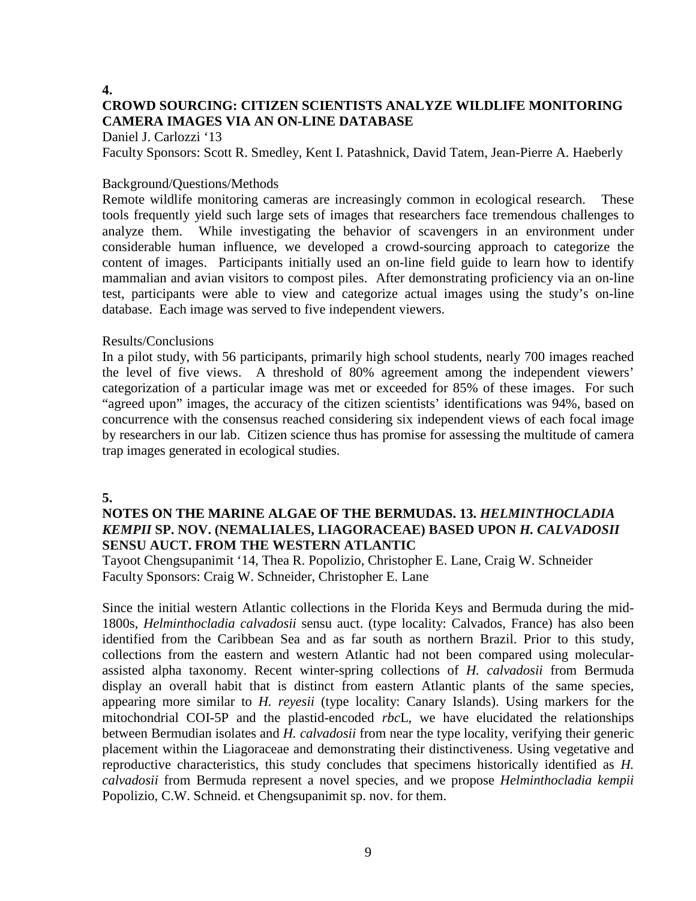**4.**

## CROWD SOURCING: CITIZEN SCIENTISTS ANALYZE WILDLIFE MONITORING CAMERA IMAGES VIA AN ON-LINE DATABASE

Daniel J. Carlozzi '13

Faculty Sponsors: Scott R. Smedley, Kent I. Patashnick, David Tatem, Jean-Pierre A. Haeberly

Background/Questions/Methods

Remote wildlife monitoring cameras are increasingly common in ecological research. These tools frequently yield such large sets of images that researchers face tremendous challenges to analyze them. While investigating the behavior of scavengers in an environment under considerable human influence, we developed a crowd-sourcing approach to categorize the content of images. Participants initially used an on-line field guide to learn how to identify mammalian and avian visitors to compost piles. After demonstrating proficiency via an on-line test, participants were able to view and categorize actual images using the study's on-line database. Each image was served to five independent viewers.

Results/Conclusions

In a pilot study, with 56 participants, primarily high school students, nearly 700 images reached the level of five views. A threshold of 80% agreement among the independent viewers' categorization of a particular image was met or exceeded for 85% of these images. For such "agreed upon" images, the accuracy of the citizen scientists' identifications was 94%, based on concurrence with the consensus reached considering six independent views of each focal image by researchers in our lab. Citizen science thus has promise for assessing the multitude of camera trap images generated in ecological studies.

**5.**

## NOTES ON THE MARINE ALGAE OF THE BERMUDAS. 13. *HELMINTHOCLADIA KEMPII* SP. NOV. (NEMALIALES, LIAGORACEAE) BASED UPON *H. CALVADOSII* SENSU AUCT. FROM THE WESTERN ATLANTIC

Tayoot Chengsupanimit '14, Thea R. Popolizio, Christopher E. Lane, Craig W. Schneider

Faculty Sponsors: Craig W. Schneider, Christopher E. Lane

Since the initial western Atlantic collections in the Florida Keys and Bermuda during the mid-1800s, *Helminthocladia calvadosii* sensu auct. (type locality: Calvados, France) has also been identified from the Caribbean Sea and as far south as northern Brazil. Prior to this study, collections from the eastern and western Atlantic had not been compared using molecular-assisted alpha taxonomy. Recent winter-spring collections of *H. calvadosii* from Bermuda display an overall habit that is distinct from eastern Atlantic plants of the same species, appearing more similar to *H. reyesii* (type locality: Canary Islands). Using markers for the mitochondrial COI-5P and the plastid-encoded *rbc*L, we have elucidated the relationships between Bermudian isolates and *H. calvadosii* from near the type locality, verifying their generic placement within the Liagoraceae and demonstrating their distinctiveness. Using vegetative and reproductive characteristics, this study concludes that specimens historically identified as *H. calvadosii* from Bermuda represent a novel species, and we propose *Helminthocladia kempii* Popolizio, C.W. Schneid. et Chengsupanimit sp. nov. for them.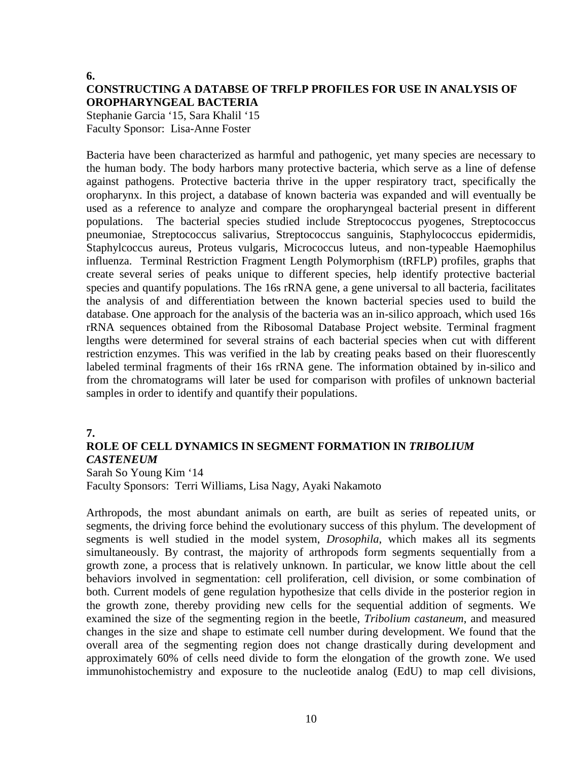**6.**

### CONSTRUCTING A DATABSE OF TRFLP PROFILES FOR USE IN ANALYSIS OF OROPHARYNGEAL BACTERIA

Stephanie Garcia '15, Sara Khalil '15
Faculty Sponsor: Lisa-Anne Foster

Bacteria have been characterized as harmful and pathogenic, yet many species are necessary to the human body. The body harbors many protective bacteria, which serve as a line of defense against pathogens. Protective bacteria thrive in the upper respiratory tract, specifically the oropharynx. In this project, a database of known bacteria was expanded and will eventually be used as a reference to analyze and compare the oropharyngeal bacterial present in different populations. The bacterial species studied include Streptococcus pyogenes, Streptococcus pneumoniae, Streptococcus salivarius, Streptococcus sanguinis, Staphylococcus epidermidis, Staphylcoccus aureus, Proteus vulgaris, Micrococcus luteus, and non-typeable Haemophilus influenza. Terminal Restriction Fragment Length Polymorphism (tRFLP) profiles, graphs that create several series of peaks unique to different species, help identify protective bacterial species and quantify populations. The 16s rRNA gene, a gene universal to all bacteria, facilitates the analysis of and differentiation between the known bacterial species used to build the database. One approach for the analysis of the bacteria was an in-silico approach, which used 16s rRNA sequences obtained from the Ribosomal Database Project website. Terminal fragment lengths were determined for several strains of each bacterial species when cut with different restriction enzymes. This was verified in the lab by creating peaks based on their fluorescently labeled terminal fragments of their 16s rRNA gene. The information obtained by in-silico and from the chromatograms will later be used for comparison with profiles of unknown bacterial samples in order to identify and quantify their populations.

**7.**

### ROLE OF CELL DYNAMICS IN SEGMENT FORMATION IN *TRIBOLIUM CASTENEUM*

Sarah So Young Kim '14
Faculty Sponsors: Terri Williams, Lisa Nagy, Ayaki Nakamoto

Arthropods, the most abundant animals on earth, are built as series of repeated units, or segments, the driving force behind the evolutionary success of this phylum. The development of segments is well studied in the model system, *Drosophila*, which makes all its segments simultaneously. By contrast, the majority of arthropods form segments sequentially from a growth zone, a process that is relatively unknown. In particular, we know little about the cell behaviors involved in segmentation: cell proliferation, cell division, or some combination of both. Current models of gene regulation hypothesize that cells divide in the posterior region in the growth zone, thereby providing new cells for the sequential addition of segments. We examined the size of the segmenting region in the beetle, *Tribolium castaneum*, and measured changes in the size and shape to estimate cell number during development. We found that the overall area of the segmenting region does not change drastically during development and approximately 60% of cells need divide to form the elongation of the growth zone. We used immunohistochemistry and exposure to the nucleotide analog (EdU) to map cell divisions,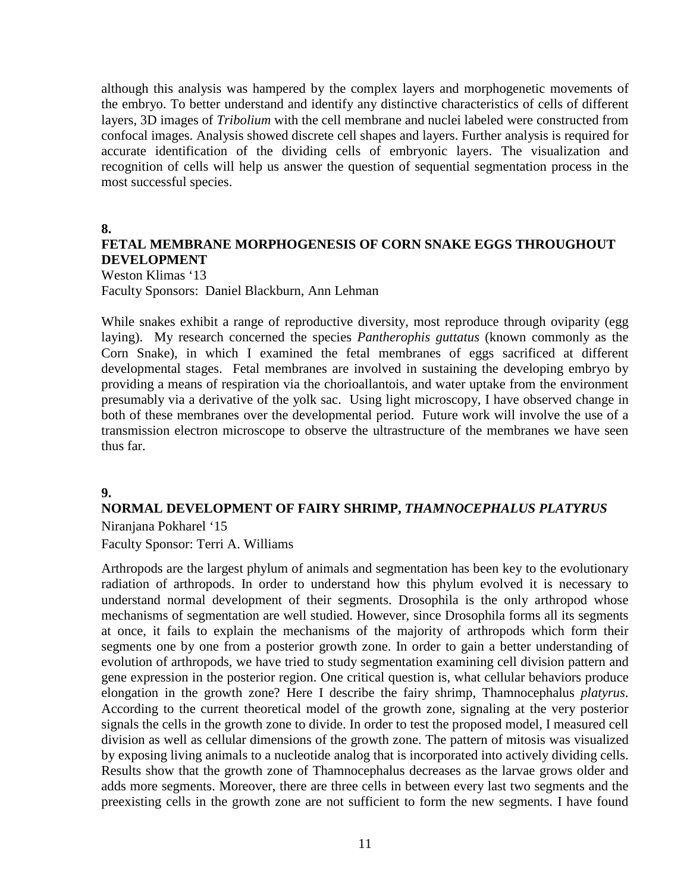although this analysis was hampered by the complex layers and morphogenetic movements of the embryo. To better understand and identify any distinctive characteristics of cells of different layers, 3D images of *Tribolium* with the cell membrane and nuclei labeled were constructed from confocal images. Analysis showed discrete cell shapes and layers. Further analysis is required for accurate identification of the dividing cells of embryonic layers. The visualization and recognition of cells will help us answer the question of sequential segmentation process in the most successful species.

**8.**

**FETAL MEMBRANE MORPHOGENESIS OF CORN SNAKE EGGS THROUGHOUT DEVELOPMENT**

Weston Klimas '13
Faculty Sponsors: Daniel Blackburn, Ann Lehman

While snakes exhibit a range of reproductive diversity, most reproduce through oviparity (egg laying). My research concerned the species *Pantherophis guttatus* (known commonly as the Corn Snake), in which I examined the fetal membranes of eggs sacrificed at different developmental stages. Fetal membranes are involved in sustaining the developing embryo by providing a means of respiration via the chorioallantois, and water uptake from the environment presumably via a derivative of the yolk sac. Using light microscopy, I have observed change in both of these membranes over the developmental period. Future work will involve the use of a transmission electron microscope to observe the ultrastructure of the membranes we have seen thus far.

**9.**

**NORMAL DEVELOPMENT OF FAIRY SHRIMP, *THAMNOCEPHALUS PLATYRUS***

Niranjana Pokharel '15
Faculty Sponsor: Terri A. Williams

Arthropods are the largest phylum of animals and segmentation has been key to the evolutionary radiation of arthropods. In order to understand how this phylum evolved it is necessary to understand normal development of their segments. Drosophila is the only arthropod whose mechanisms of segmentation are well studied. However, since Drosophila forms all its segments at once, it fails to explain the mechanisms of the majority of arthropods which form their segments one by one from a posterior growth zone. In order to gain a better understanding of evolution of arthropods, we have tried to study segmentation examining cell division pattern and gene expression in the posterior region. One critical question is, what cellular behaviors produce elongation in the growth zone? Here I describe the fairy shrimp, Thamnocephalus *platyrus*. According to the current theoretical model of the growth zone, signaling at the very posterior signals the cells in the growth zone to divide. In order to test the proposed model, I measured cell division as well as cellular dimensions of the growth zone. The pattern of mitosis was visualized by exposing living animals to a nucleotide analog that is incorporated into actively dividing cells. Results show that the growth zone of Thamnocephalus decreases as the larvae grows older and adds more segments. Moreover, there are three cells in between every last two segments and the preexisting cells in the growth zone are not sufficient to form the new segments. I have found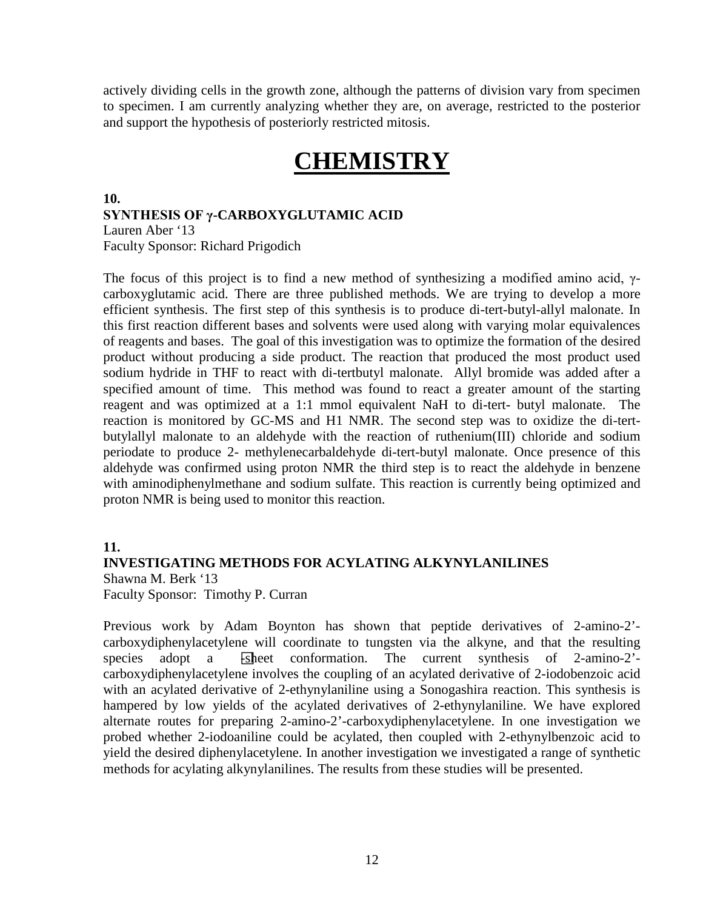actively dividing cells in the growth zone, although the patterns of division vary from specimen to specimen. I am currently analyzing whether they are, on average, restricted to the posterior and support the hypothesis of posteriorly restricted mitosis.

# CHEMISTRY

**10.**

**SYNTHESIS OF γ-CARBOXYGLUTAMIC ACID**

Lauren Aber '13
Faculty Sponsor: Richard Prigodich

The focus of this project is to find a new method of synthesizing a modified amino acid, γ-carboxyglutamic acid. There are three published methods. We are trying to develop a more efficient synthesis. The first step of this synthesis is to produce di-tert-butyl-allyl malonate. In this first reaction different bases and solvents were used along with varying molar equivalences of reagents and bases. The goal of this investigation was to optimize the formation of the desired product without producing a side product. The reaction that produced the most product used sodium hydride in THF to react with di-tertbutyl malonate. Allyl bromide was added after a specified amount of time. This method was found to react a greater amount of the starting reagent and was optimized at a 1:1 mmol equivalent NaH to di-tert- butyl malonate. The reaction is monitored by GC-MS and H1 NMR. The second step was to oxidize the di-tert-butylallyl malonate to an aldehyde with the reaction of ruthenium(III) chloride and sodium periodate to produce 2- methylenecarbaldehyde di-tert-butyl malonate. Once presence of this aldehyde was confirmed using proton NMR the third step is to react the aldehyde in benzene with aminodiphenylmethane and sodium sulfate. This reaction is currently being optimized and proton NMR is being used to monitor this reaction.

**11.**

**INVESTIGATING METHODS FOR ACYLATING ALKYNYLANILINES**

Shawna M. Berk '13
Faculty Sponsor: Timothy P. Curran

Previous work by Adam Boynton has shown that peptide derivatives of 2-amino-2'-carboxydiphenylacetylene will coordinate to tungsten via the alkyne, and that the resulting species adopt a -sheet conformation. The current synthesis of 2-amino-2'-carboxydiphenylacetylene involves the coupling of an acylated derivative of 2-iodobenzoic acid with an acylated derivative of 2-ethynylaniline using a Sonogashira reaction. This synthesis is hampered by low yields of the acylated derivatives of 2-ethynylaniline. We have explored alternate routes for preparing 2-amino-2'-carboxydiphenylacetylene. In one investigation we probed whether 2-iodoaniline could be acylated, then coupled with 2-ethynylbenzoic acid to yield the desired diphenylacetylene. In another investigation we investigated a range of synthetic methods for acylating alkynylanilines. The results from these studies will be presented.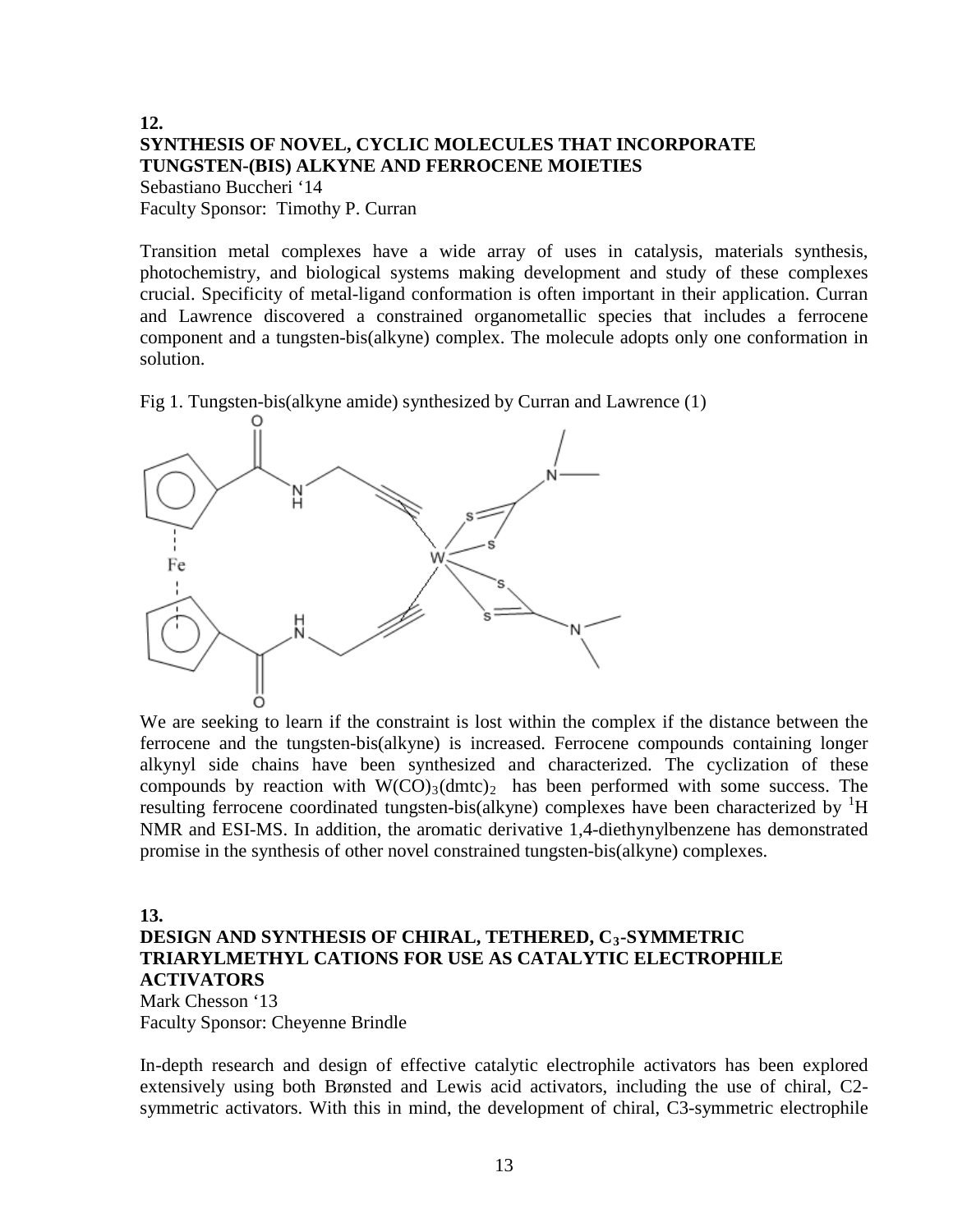## 12.

## SYNTHESIS OF NOVEL, CYCLIC MOLECULES THAT INCORPORATE TUNGSTEN-(BIS) ALKYNE AND FERROCENE MOIETIES

Sebastiano Buccheri '14
Faculty Sponsor: Timothy P. Curran

Transition metal complexes have a wide array of uses in catalysis, materials synthesis, photochemistry, and biological systems making development and study of these complexes crucial. Specificity of metal-ligand conformation is often important in their application. Curran and Lawrence discovered a constrained organometallic species that includes a ferrocene component and a tungsten-bis(alkyne) complex. The molecule adopts only one conformation in solution.

Fig 1. Tungsten-bis(alkyne amide) synthesized by Curran and Lawrence (1)

We are seeking to learn if the constraint is lost within the complex if the distance between the ferrocene and the tungsten-bis(alkyne) is increased. Ferrocene compounds containing longer alkynyl side chains have been synthesized and characterized. The cyclization of these compounds by reaction with $W(CO)_3(dmtc)_2$ has been performed with some success. The resulting ferrocene coordinated tungsten-bis(alkyne) complexes have been characterized by $^1H$ NMR and ESI-MS. In addition, the aromatic derivative 1,4-diethynylbenzene has demonstrated promise in the synthesis of other novel constrained tungsten-bis(alkyne) complexes.

## 13.

## DESIGN AND SYNTHESIS OF CHIRAL, TETHERED, $C_3$-SYMMETRIC TRIARYLMETHYL CATIONS FOR USE AS CATALYTIC ELECTROPHILE ACTIVATORS

Mark Chesson '13
Faculty Sponsor: Cheyenne Brindle

In-depth research and design of effective catalytic electrophile activators has been explored extensively using both Brønsted and Lewis acid activators, including the use of chiral, C2-symmetric activators. With this in mind, the development of chiral, C3-symmetric electrophile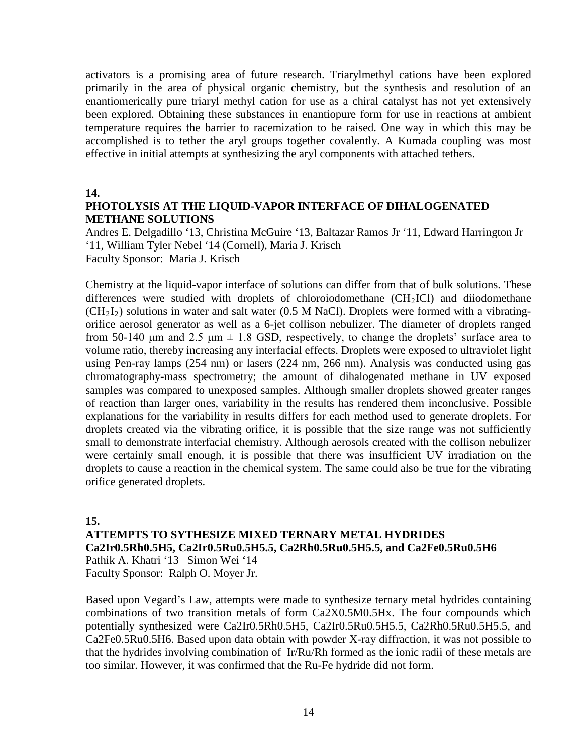activators is a promising area of future research. Triarylmethyl cations have been explored primarily in the area of physical organic chemistry, but the synthesis and resolution of an enantiomerically pure triaryl methyl cation for use as a chiral catalyst has not yet extensively been explored. Obtaining these substances in enantiopure form for use in reactions at ambient temperature requires the barrier to racemization to be raised. One way in which this may be accomplished is to tether the aryl groups together covalently. A Kumada coupling was most effective in initial attempts at synthesizing the aryl components with attached tethers.

**14.**

### PHOTOLYSIS AT THE LIQUID-VAPOR INTERFACE OF DIHALOGENATED METHANE SOLUTIONS

Andres E. Delgadillo '13, Christina McGuire '13, Baltazar Ramos Jr '11, Edward Harrington Jr '11, William Tyler Nebel '14 (Cornell), Maria J. Krisch
Faculty Sponsor: Maria J. Krisch

Chemistry at the liquid-vapor interface of solutions can differ from that of bulk solutions. These differences were studied with droplets of chloroiodomethane ($CH_2ICl$) and diiodomethane ($CH_2I_2$) solutions in water and salt water (0.5 M NaCl). Droplets were formed with a vibrating-orifice aerosol generator as well as a 6-jet collison nebulizer. The diameter of droplets ranged from 50-140 μm and 2.5 μm ± 1.8 GSD, respectively, to change the droplets' surface area to volume ratio, thereby increasing any interfacial effects. Droplets were exposed to ultraviolet light using Pen-ray lamps (254 nm) or lasers (224 nm, 266 nm). Analysis was conducted using gas chromatography-mass spectrometry; the amount of dihalogenated methane in UV exposed samples was compared to unexposed samples. Although smaller droplets showed greater ranges of reaction than larger ones, variability in the results has rendered them inconclusive. Possible explanations for the variability in results differs for each method used to generate droplets. For droplets created via the vibrating orifice, it is possible that the size range was not sufficiently small to demonstrate interfacial chemistry. Although aerosols created with the collison nebulizer were certainly small enough, it is possible that there was insufficient UV irradiation on the droplets to cause a reaction in the chemical system. The same could also be true for the vibrating orifice generated droplets.

**15.**

### ATTEMPTS TO SYTHESIZE MIXED TERNARY METAL HYDRIDES Ca2Ir0.5Rh0.5H5, Ca2Ir0.5Ru0.5H5.5, Ca2Rh0.5Ru0.5H5.5, and Ca2Fe0.5Ru0.5H6

Pathik A. Khatri '13 Simon Wei '14
Faculty Sponsor: Ralph O. Moyer Jr.

Based upon Vegard's Law, attempts were made to synthesize ternary metal hydrides containing combinations of two transition metals of form Ca2X0.5M0.5Hx. The four compounds which potentially synthesized were Ca2Ir0.5Rh0.5H5, Ca2Ir0.5Ru0.5H5.5, Ca2Rh0.5Ru0.5H5.5, and Ca2Fe0.5Ru0.5H6. Based upon data obtain with powder X-ray diffraction, it was not possible to that the hydrides involving combination of Ir/Ru/Rh formed as the ionic radii of these metals are too similar. However, it was confirmed that the Ru-Fe hydride did not form.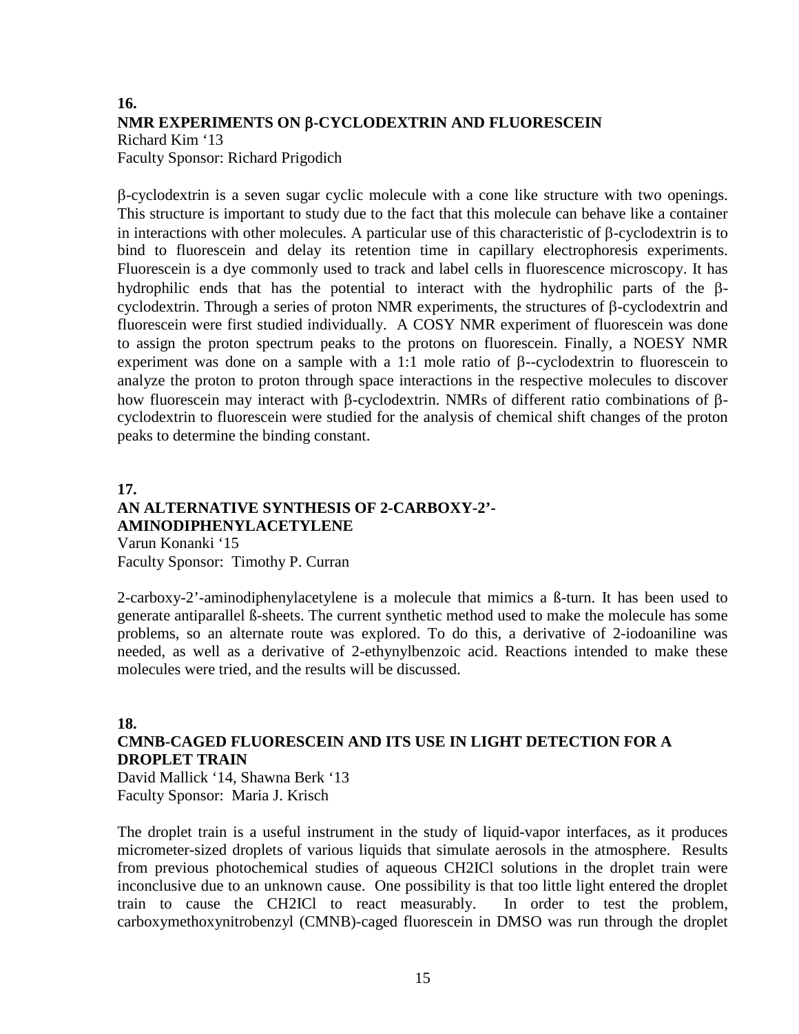**16.**

**NMR EXPERIMENTS ON β-CYCLODEXTRIN AND FLUORESCEIN**

Richard Kim '13
Faculty Sponsor: Richard Prigodich

β-cyclodextrin is a seven sugar cyclic molecule with a cone like structure with two openings. This structure is important to study due to the fact that this molecule can behave like a container in interactions with other molecules. A particular use of this characteristic of β-cyclodextrin is to bind to fluorescein and delay its retention time in capillary electrophoresis experiments. Fluorescein is a dye commonly used to track and label cells in fluorescence microscopy. It has hydrophilic ends that has the potential to interact with the hydrophilic parts of the β-cyclodextrin. Through a series of proton NMR experiments, the structures of β-cyclodextrin and fluorescein were first studied individually. A COSY NMR experiment of fluorescein was done to assign the proton spectrum peaks to the protons on fluorescein. Finally, a NOESY NMR experiment was done on a sample with a 1:1 mole ratio of β--cyclodextrin to fluorescein to analyze the proton to proton through space interactions in the respective molecules to discover how fluorescein may interact with β-cyclodextrin. NMRs of different ratio combinations of β-cyclodextrin to fluorescein were studied for the analysis of chemical shift changes of the proton peaks to determine the binding constant.

**17.**

**AN ALTERNATIVE SYNTHESIS OF 2-CARBOXY-2'-AMINODIPHENYLACETYLENE**

Varun Konanki '15
Faculty Sponsor: Timothy P. Curran

2-carboxy-2'-aminodiphenylacetylene is a molecule that mimics a ß-turn. It has been used to generate antiparallel ß-sheets. The current synthetic method used to make the molecule has some problems, so an alternate route was explored. To do this, a derivative of 2-iodoaniline was needed, as well as a derivative of 2-ethynylbenzoic acid. Reactions intended to make these molecules were tried, and the results will be discussed.

**18.**

**CMNB-CAGED FLUORESCEIN AND ITS USE IN LIGHT DETECTION FOR A DROPLET TRAIN**

David Mallick '14, Shawna Berk '13
Faculty Sponsor: Maria J. Krisch

The droplet train is a useful instrument in the study of liquid-vapor interfaces, as it produces micrometer-sized droplets of various liquids that simulate aerosols in the atmosphere. Results from previous photochemical studies of aqueous $CH_2ICl$ solutions in the droplet train were inconclusive due to an unknown cause. One possibility is that too little light entered the droplet train to cause the $CH_2ICl$ to react measurably. In order to test the problem, carboxymethoxynitrobenzyl (CMNB)-caged fluorescein in DMSO was run through the droplet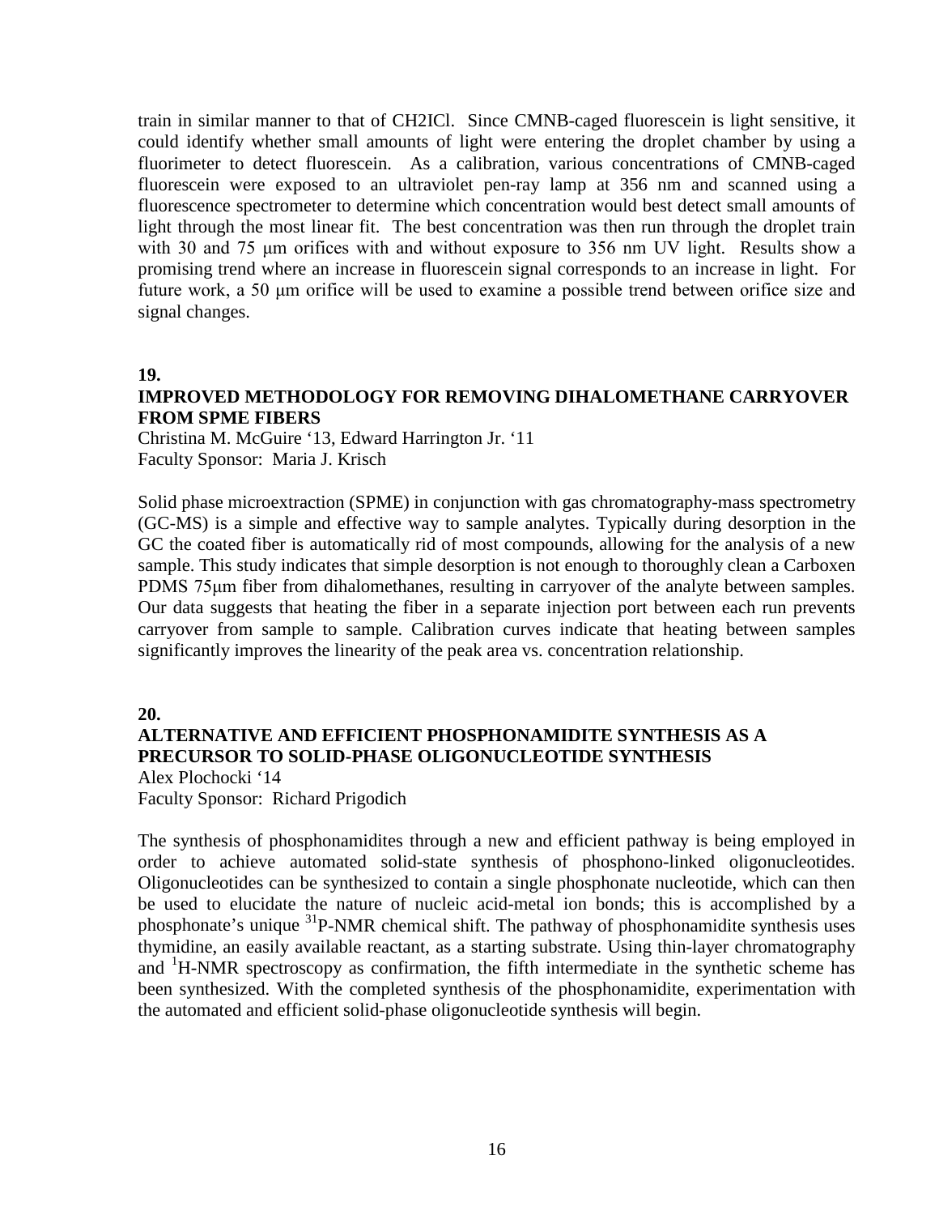train in similar manner to that of CH2ICl. Since CMNB-caged fluorescein is light sensitive, it could identify whether small amounts of light were entering the droplet chamber by using a fluorimeter to detect fluorescein. As a calibration, various concentrations of CMNB-caged fluorescein were exposed to an ultraviolet pen-ray lamp at 356 nm and scanned using a fluorescence spectrometer to determine which concentration would best detect small amounts of light through the most linear fit. The best concentration was then run through the droplet train with 30 and 75 μm orifices with and without exposure to 356 nm UV light. Results show a promising trend where an increase in fluorescein signal corresponds to an increase in light. For future work, a 50 μm orifice will be used to examine a possible trend between orifice size and signal changes.

**19.**

**IMPROVED METHODOLOGY FOR REMOVING DIHALOMETHANE CARRYOVER FROM SPME FIBERS**

Christina M. McGuire '13, Edward Harrington Jr. '11
Faculty Sponsor: Maria J. Krisch

Solid phase microextraction (SPME) in conjunction with gas chromatography-mass spectrometry (GC-MS) is a simple and effective way to sample analytes. Typically during desorption in the GC the coated fiber is automatically rid of most compounds, allowing for the analysis of a new sample. This study indicates that simple desorption is not enough to thoroughly clean a Carboxen PDMS 75μm fiber from dihalomethanes, resulting in carryover of the analyte between samples. Our data suggests that heating the fiber in a separate injection port between each run prevents carryover from sample to sample. Calibration curves indicate that heating between samples significantly improves the linearity of the peak area vs. concentration relationship.

**20.**

**ALTERNATIVE AND EFFICIENT PHOSPHONAMIDITE SYNTHESIS AS A PRECURSOR TO SOLID-PHASE OLIGONUCLEOTIDE SYNTHESIS**

Alex Plochocki '14
Faculty Sponsor: Richard Prigodich

The synthesis of phosphonamidites through a new and efficient pathway is being employed in order to achieve automated solid-state synthesis of phosphono-linked oligonucleotides. Oligonucleotides can be synthesized to contain a single phosphonate nucleotide, which can then be used to elucidate the nature of nucleic acid-metal ion bonds; this is accomplished by a phosphonate's unique $^{31}$P-NMR chemical shift. The pathway of phosphonamidite synthesis uses thymidine, an easily available reactant, as a starting substrate. Using thin-layer chromatography and $^{1}$H-NMR spectroscopy as confirmation, the fifth intermediate in the synthetic scheme has been synthesized. With the completed synthesis of the phosphonamidite, experimentation with the automated and efficient solid-phase oligonucleotide synthesis will begin.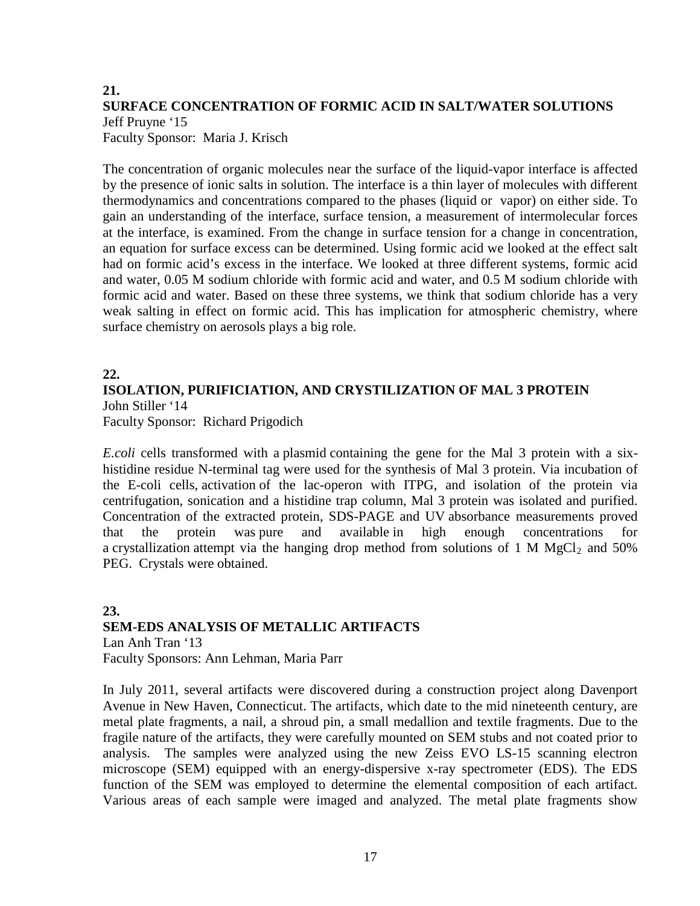**21.**

## SURFACE CONCENTRATION OF FORMIC ACID IN SALT/WATER SOLUTIONS

Jeff Pruyne '15  
Faculty Sponsor: Maria J. Krisch

The concentration of organic molecules near the surface of the liquid-vapor interface is affected by the presence of ionic salts in solution. The interface is a thin layer of molecules with different thermodynamics and concentrations compared to the phases (liquid or vapor) on either side. To gain an understanding of the interface, surface tension, a measurement of intermolecular forces at the interface, is examined. From the change in surface tension for a change in concentration, an equation for surface excess can be determined. Using formic acid we looked at the effect salt had on formic acid's excess in the interface. We looked at three different systems, formic acid and water, 0.05 M sodium chloride with formic acid and water, and 0.5 M sodium chloride with formic acid and water. Based on these three systems, we think that sodium chloride has a very weak salting in effect on formic acid. This has implication for atmospheric chemistry, where surface chemistry on aerosols plays a big role.

**22.**

## ISOLATION, PURIFICIATION, AND CRYSTILIZATION OF MAL 3 PROTEIN

John Stiller '14  
Faculty Sponsor: Richard Prigodich

*E.coli* cells transformed with a plasmid containing the gene for the Mal 3 protein with a six-histidine residue N-terminal tag were used for the synthesis of Mal 3 protein. Via incubation of the E-coli cells, activation of the lac-operon with ITPG, and isolation of the protein via centrifugation, sonication and a histidine trap column, Mal 3 protein was isolated and purified. Concentration of the extracted protein, SDS-PAGE and UV absorbance measurements proved that the protein was pure and available in high enough concentrations for a crystallization attempt via the hanging drop method from solutions of 1 M $MgCl_2$ and 50% PEG. Crystals were obtained.

**23.**

## SEM-EDS ANALYSIS OF METALLIC ARTIFACTS

Lan Anh Tran '13  
Faculty Sponsors: Ann Lehman, Maria Parr

In July 2011, several artifacts were discovered during a construction project along Davenport Avenue in New Haven, Connecticut. The artifacts, which date to the mid nineteenth century, are metal plate fragments, a nail, a shroud pin, a small medallion and textile fragments. Due to the fragile nature of the artifacts, they were carefully mounted on SEM stubs and not coated prior to analysis. The samples were analyzed using the new Zeiss EVO LS-15 scanning electron microscope (SEM) equipped with an energy-dispersive x-ray spectrometer (EDS). The EDS function of the SEM was employed to determine the elemental composition of each artifact. Various areas of each sample were imaged and analyzed. The metal plate fragments show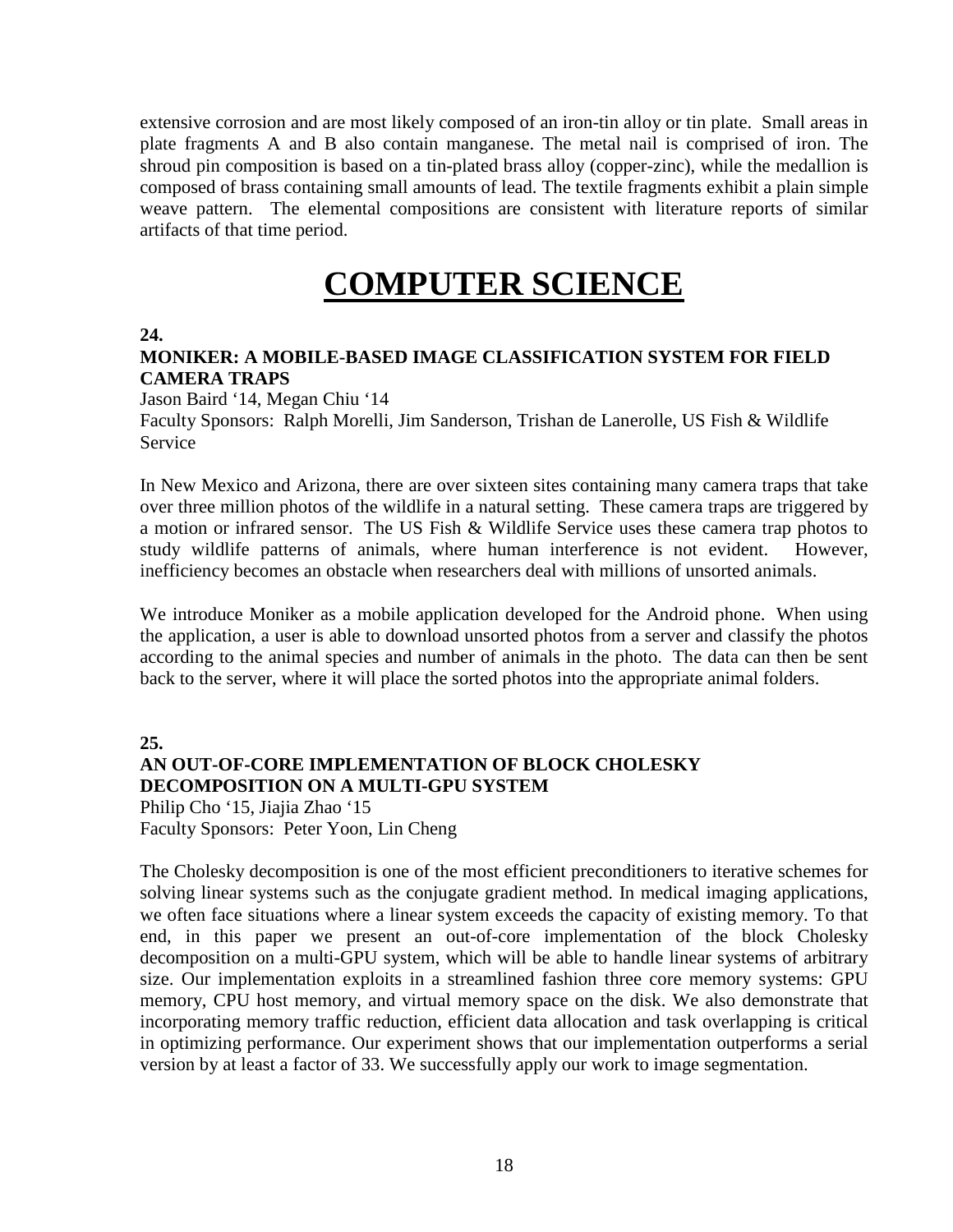extensive corrosion and are most likely composed of an iron-tin alloy or tin plate. Small areas in plate fragments A and B also contain manganese. The metal nail is comprised of iron. The shroud pin composition is based on a tin-plated brass alloy (copper-zinc), while the medallion is composed of brass containing small amounts of lead. The textile fragments exhibit a plain simple weave pattern. The elemental compositions are consistent with literature reports of similar artifacts of that time period.

# COMPUTER SCIENCE

**24.**

### MONIKER: A MOBILE-BASED IMAGE CLASSIFICATION SYSTEM FOR FIELD CAMERA TRAPS

Jason Baird '14, Megan Chiu '14

Faculty Sponsors: Ralph Morelli, Jim Sanderson, Trishan de Lanerolle, US Fish & Wildlife Service

In New Mexico and Arizona, there are over sixteen sites containing many camera traps that take over three million photos of the wildlife in a natural setting. These camera traps are triggered by a motion or infrared sensor. The US Fish & Wildlife Service uses these camera trap photos to study wildlife patterns of animals, where human interference is not evident. However, inefficiency becomes an obstacle when researchers deal with millions of unsorted animals.

We introduce Moniker as a mobile application developed for the Android phone. When using the application, a user is able to download unsorted photos from a server and classify the photos according to the animal species and number of animals in the photo. The data can then be sent back to the server, where it will place the sorted photos into the appropriate animal folders.

**25.**

### AN OUT-OF-CORE IMPLEMENTATION OF BLOCK CHOLESKY DECOMPOSITION ON A MULTI-GPU SYSTEM

Philip Cho '15, Jiajia Zhao '15

Faculty Sponsors: Peter Yoon, Lin Cheng

The Cholesky decomposition is one of the most efficient preconditioners to iterative schemes for solving linear systems such as the conjugate gradient method. In medical imaging applications, we often face situations where a linear system exceeds the capacity of existing memory. To that end, in this paper we present an out-of-core implementation of the block Cholesky decomposition on a multi-GPU system, which will be able to handle linear systems of arbitrary size. Our implementation exploits in a streamlined fashion three core memory systems: GPU memory, CPU host memory, and virtual memory space on the disk. We also demonstrate that incorporating memory traffic reduction, efficient data allocation and task overlapping is critical in optimizing performance. Our experiment shows that our implementation outperforms a serial version by at least a factor of 33. We successfully apply our work to image segmentation.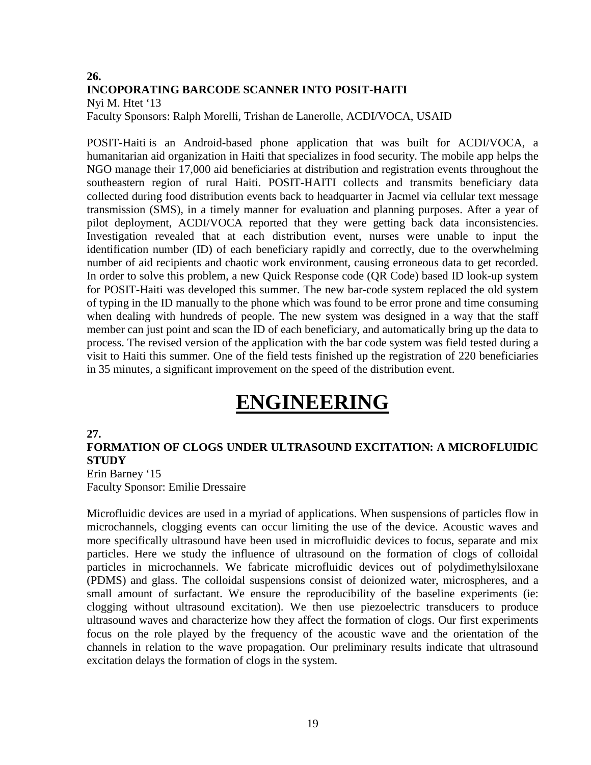**26.**
**INCOPORATING BARCODE SCANNER INTO POSIT-HAITI**
Nyi M. Htet '13
Faculty Sponsors: Ralph Morelli, Trishan de Lanerolle, ACDI/VOCA, USAID

POSIT-Haiti is an Android-based phone application that was built for ACDI/VOCA, a humanitarian aid organization in Haiti that specializes in food security. The mobile app helps the NGO manage their 17,000 aid beneficiaries at distribution and registration events throughout the southeastern region of rural Haiti. POSIT-HAITI collects and transmits beneficiary data collected during food distribution events back to headquarter in Jacmel via cellular text message transmission (SMS), in a timely manner for evaluation and planning purposes. After a year of pilot deployment, ACDI/VOCA reported that they were getting back data inconsistencies. Investigation revealed that at each distribution event, nurses were unable to input the identification number (ID) of each beneficiary rapidly and correctly, due to the overwhelming number of aid recipients and chaotic work environment, causing erroneous data to get recorded. In order to solve this problem, a new Quick Response code (QR Code) based ID look-up system for POSIT-Haiti was developed this summer. The new bar-code system replaced the old system of typing in the ID manually to the phone which was found to be error prone and time consuming when dealing with hundreds of people. The new system was designed in a way that the staff member can just point and scan the ID of each beneficiary, and automatically bring up the data to process. The revised version of the application with the bar code system was field tested during a visit to Haiti this summer. One of the field tests finished up the registration of 220 beneficiaries in 35 minutes, a significant improvement on the speed of the distribution event.

# ENGINEERING

**27.**
**FORMATION OF CLOGS UNDER ULTRASOUND EXCITATION: A MICROFLUIDIC STUDY**
Erin Barney '15
Faculty Sponsor: Emilie Dressaire

Microfluidic devices are used in a myriad of applications. When suspensions of particles flow in microchannels, clogging events can occur limiting the use of the device. Acoustic waves and more specifically ultrasound have been used in microfluidic devices to focus, separate and mix particles. Here we study the influence of ultrasound on the formation of clogs of colloidal particles in microchannels. We fabricate microfluidic devices out of polydimethylsiloxane (PDMS) and glass. The colloidal suspensions consist of deionized water, microspheres, and a small amount of surfactant. We ensure the reproducibility of the baseline experiments (ie: clogging without ultrasound excitation). We then use piezoelectric transducers to produce ultrasound waves and characterize how they affect the formation of clogs. Our first experiments focus on the role played by the frequency of the acoustic wave and the orientation of the channels in relation to the wave propagation. Our preliminary results indicate that ultrasound excitation delays the formation of clogs in the system.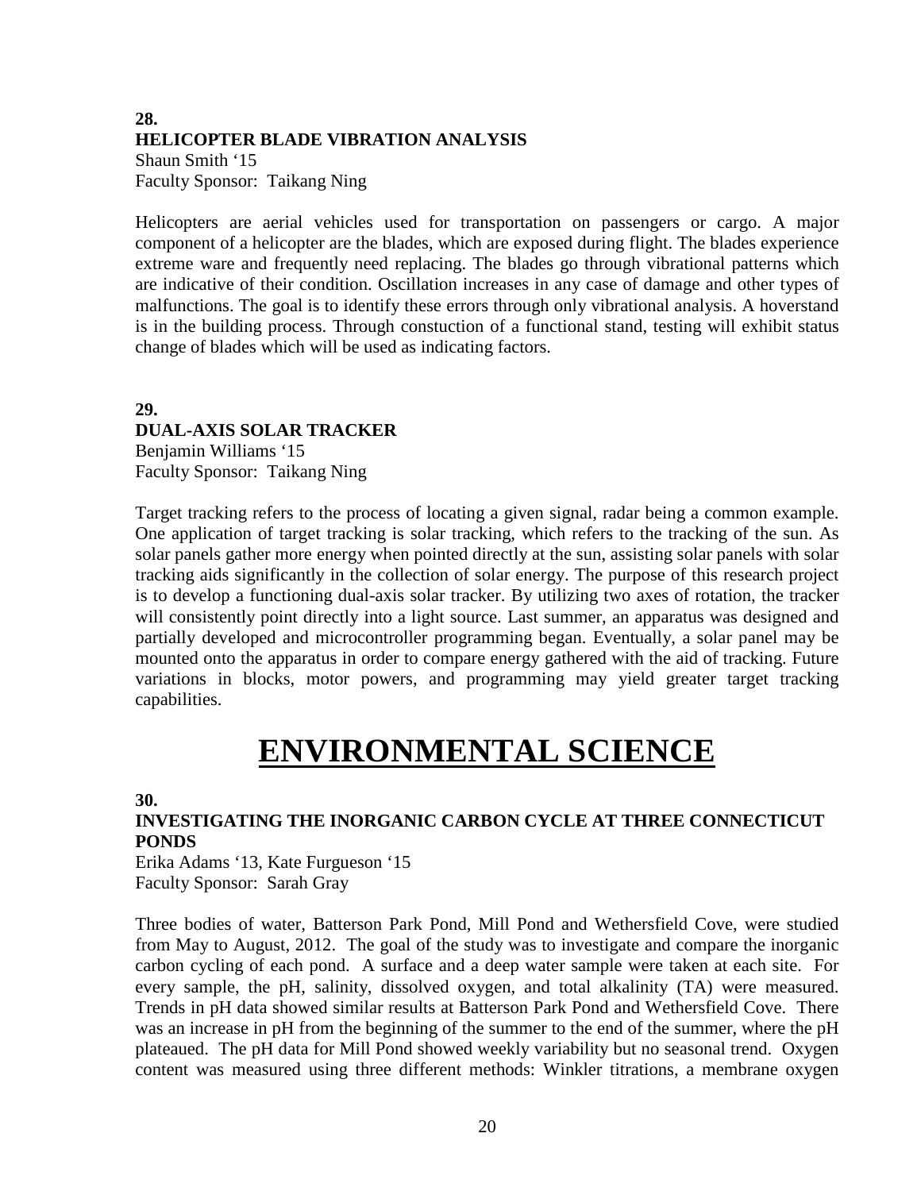**28.**
**HELICOPTER BLADE VIBRATION ANALYSIS**
Shaun Smith '15
Faculty Sponsor: Taikang Ning

Helicopters are aerial vehicles used for transportation on passengers or cargo. A major component of a helicopter are the blades, which are exposed during flight. The blades experience extreme ware and frequently need replacing. The blades go through vibrational patterns which are indicative of their condition. Oscillation increases in any case of damage and other types of malfunctions. The goal is to identify these errors through only vibrational analysis. A hoverstand is in the building process. Through constuction of a functional stand, testing will exhibit status change of blades which will be used as indicating factors.

**29.**
**DUAL-AXIS SOLAR TRACKER**
Benjamin Williams '15
Faculty Sponsor: Taikang Ning

Target tracking refers to the process of locating a given signal, radar being a common example. One application of target tracking is solar tracking, which refers to the tracking of the sun. As solar panels gather more energy when pointed directly at the sun, assisting solar panels with solar tracking aids significantly in the collection of solar energy. The purpose of this research project is to develop a functioning dual-axis solar tracker. By utilizing two axes of rotation, the tracker will consistently point directly into a light source. Last summer, an apparatus was designed and partially developed and microcontroller programming began. Eventually, a solar panel may be mounted onto the apparatus in order to compare energy gathered with the aid of tracking. Future variations in blocks, motor powers, and programming may yield greater target tracking capabilities.

# ENVIRONMENTAL SCIENCE

**30.**
**INVESTIGATING THE INORGANIC CARBON CYCLE AT THREE CONNECTICUT PONDS**
Erika Adams '13, Kate Furgueson '15
Faculty Sponsor: Sarah Gray

Three bodies of water, Batterson Park Pond, Mill Pond and Wethersfield Cove, were studied from May to August, 2012. The goal of the study was to investigate and compare the inorganic carbon cycling of each pond. A surface and a deep water sample were taken at each site. For every sample, the pH, salinity, dissolved oxygen, and total alkalinity (TA) were measured. Trends in pH data showed similar results at Batterson Park Pond and Wethersfield Cove. There was an increase in pH from the beginning of the summer to the end of the summer, where the pH plateaued. The pH data for Mill Pond showed weekly variability but no seasonal trend. Oxygen content was measured using three different methods: Winkler titrations, a membrane oxygen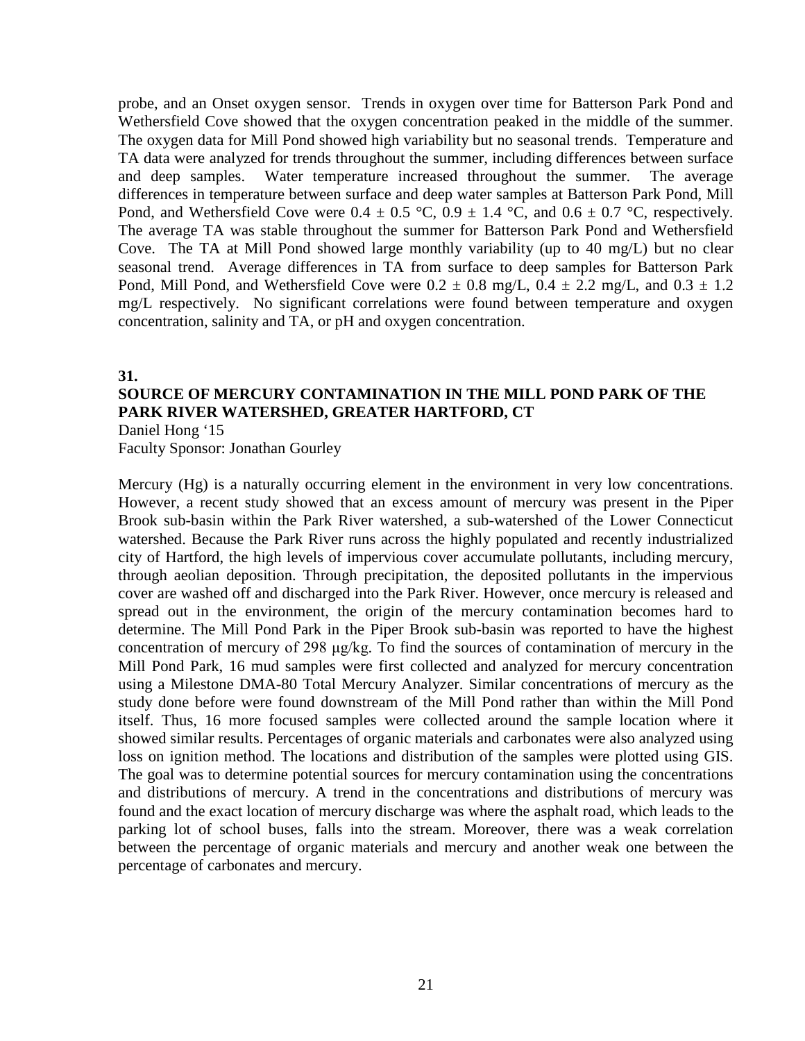probe, and an Onset oxygen sensor. Trends in oxygen over time for Batterson Park Pond and Wethersfield Cove showed that the oxygen concentration peaked in the middle of the summer. The oxygen data for Mill Pond showed high variability but no seasonal trends. Temperature and TA data were analyzed for trends throughout the summer, including differences between surface and deep samples. Water temperature increased throughout the summer. The average differences in temperature between surface and deep water samples at Batterson Park Pond, Mill Pond, and Wethersfield Cove were $0.4 \pm 0.5$ °C, $0.9 \pm 1.4$ °C, and $0.6 \pm 0.7$ °C, respectively. The average TA was stable throughout the summer for Batterson Park Pond and Wethersfield Cove. The TA at Mill Pond showed large monthly variability (up to 40 mg/L) but no clear seasonal trend. Average differences in TA from surface to deep samples for Batterson Park Pond, Mill Pond, and Wethersfield Cove were $0.2 \pm 0.8$ mg/L, $0.4 \pm 2.2$ mg/L, and $0.3 \pm 1.2$ mg/L respectively. No significant correlations were found between temperature and oxygen concentration, salinity and TA, or pH and oxygen concentration.

**31.**

## SOURCE OF MERCURY CONTAMINATION IN THE MILL POND PARK OF THE PARK RIVER WATERSHED, GREATER HARTFORD, CT

Daniel Hong '15
Faculty Sponsor: Jonathan Gourley

Mercury (Hg) is a naturally occurring element in the environment in very low concentrations. However, a recent study showed that an excess amount of mercury was present in the Piper Brook sub-basin within the Park River watershed, a sub-watershed of the Lower Connecticut watershed. Because the Park River runs across the highly populated and recently industrialized city of Hartford, the high levels of impervious cover accumulate pollutants, including mercury, through aeolian deposition. Through precipitation, the deposited pollutants in the impervious cover are washed off and discharged into the Park River. However, once mercury is released and spread out in the environment, the origin of the mercury contamination becomes hard to determine. The Mill Pond Park in the Piper Brook sub-basin was reported to have the highest concentration of mercury of 298 μg/kg. To find the sources of contamination of mercury in the Mill Pond Park, 16 mud samples were first collected and analyzed for mercury concentration using a Milestone DMA-80 Total Mercury Analyzer. Similar concentrations of mercury as the study done before were found downstream of the Mill Pond rather than within the Mill Pond itself. Thus, 16 more focused samples were collected around the sample location where it showed similar results. Percentages of organic materials and carbonates were also analyzed using loss on ignition method. The locations and distribution of the samples were plotted using GIS. The goal was to determine potential sources for mercury contamination using the concentrations and distributions of mercury. A trend in the concentrations and distributions of mercury was found and the exact location of mercury discharge was where the asphalt road, which leads to the parking lot of school buses, falls into the stream. Moreover, there was a weak correlation between the percentage of organic materials and mercury and another weak one between the percentage of carbonates and mercury.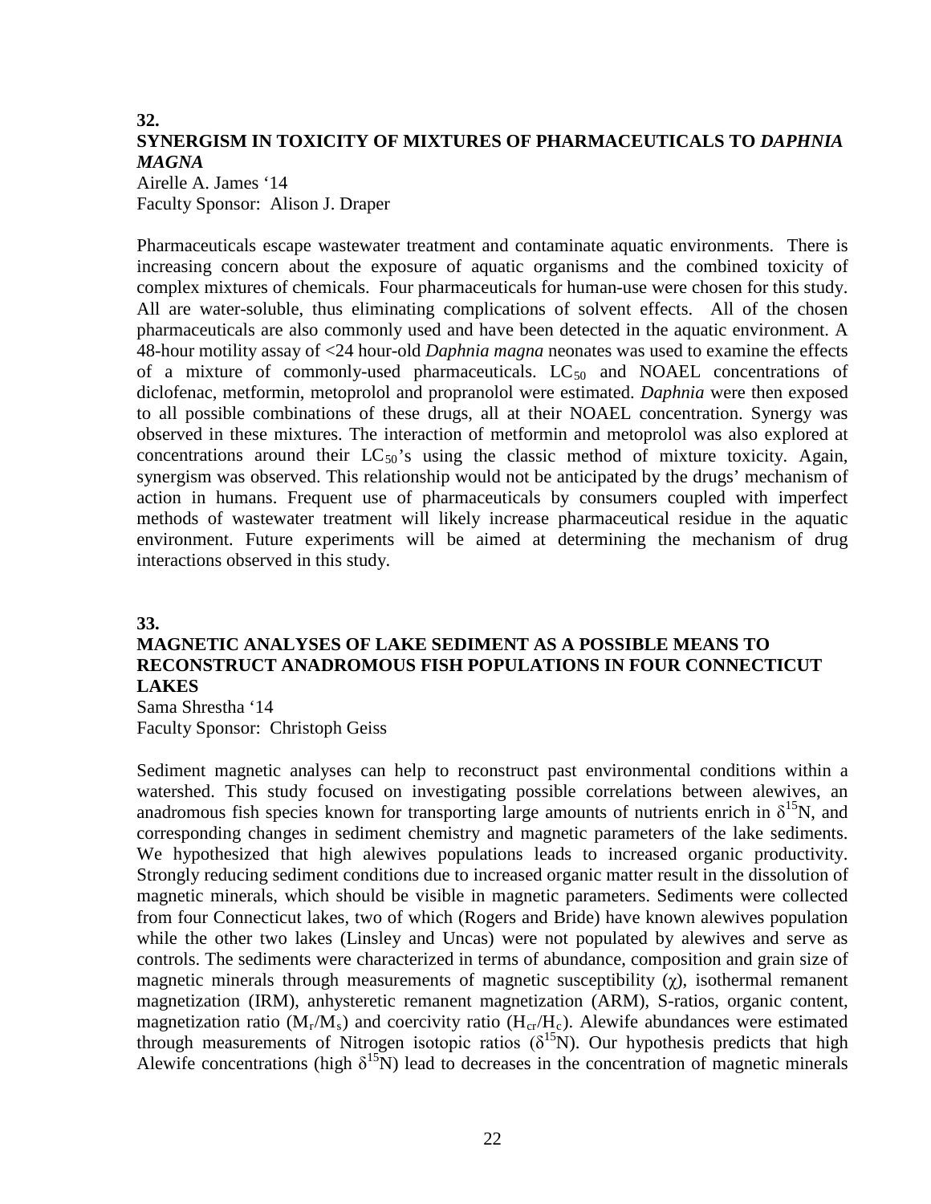**32.**

## SYNERGISM IN TOXICITY OF MIXTURES OF PHARMACEUTICALS TO *DAPHNIA MAGNA*

Airelle A. James '14
Faculty Sponsor: Alison J. Draper

Pharmaceuticals escape wastewater treatment and contaminate aquatic environments. There is increasing concern about the exposure of aquatic organisms and the combined toxicity of complex mixtures of chemicals. Four pharmaceuticals for human-use were chosen for this study. All are water-soluble, thus eliminating complications of solvent effects. All of the chosen pharmaceuticals are also commonly used and have been detected in the aquatic environment. A 48-hour motility assay of <24 hour-old *Daphnia magna* neonates was used to examine the effects of a mixture of commonly-used pharmaceuticals. $LC_{50}$ and NOAEL concentrations of diclofenac, metformin, metoprolol and propranolol were estimated. *Daphnia* were then exposed to all possible combinations of these drugs, all at their NOAEL concentration. Synergy was observed in these mixtures. The interaction of metformin and metoprolol was also explored at concentrations around their $LC_{50}$'s using the classic method of mixture toxicity. Again, synergism was observed. This relationship would not be anticipated by the drugs' mechanism of action in humans. Frequent use of pharmaceuticals by consumers coupled with imperfect methods of wastewater treatment will likely increase pharmaceutical residue in the aquatic environment. Future experiments will be aimed at determining the mechanism of drug interactions observed in this study.

**33.**

## MAGNETIC ANALYSES OF LAKE SEDIMENT AS A POSSIBLE MEANS TO RECONSTRUCT ANADROMOUS FISH POPULATIONS IN FOUR CONNECTICUT LAKES

Sama Shrestha '14
Faculty Sponsor: Christoph Geiss

Sediment magnetic analyses can help to reconstruct past environmental conditions within a watershed. This study focused on investigating possible correlations between alewives, an anadromous fish species known for transporting large amounts of nutrients enrich in $\delta^{15}N$, and corresponding changes in sediment chemistry and magnetic parameters of the lake sediments. We hypothesized that high alewives populations leads to increased organic productivity. Strongly reducing sediment conditions due to increased organic matter result in the dissolution of magnetic minerals, which should be visible in magnetic parameters. Sediments were collected from four Connecticut lakes, two of which (Rogers and Bride) have known alewives population while the other two lakes (Linsley and Uncas) were not populated by alewives and serve as controls. The sediments were characterized in terms of abundance, composition and grain size of magnetic minerals through measurements of magnetic susceptibility ($\chi$), isothermal remanent magnetization (IRM), anhysteretic remanent magnetization (ARM), S-ratios, organic content, magnetization ratio ($M_r/M_s$) and coercivity ratio ($H_{cr}/H_c$). Alewife abundances were estimated through measurements of Nitrogen isotopic ratios ($\delta^{15}N$). Our hypothesis predicts that high Alewife concentrations (high $\delta^{15}N$) lead to decreases in the concentration of magnetic minerals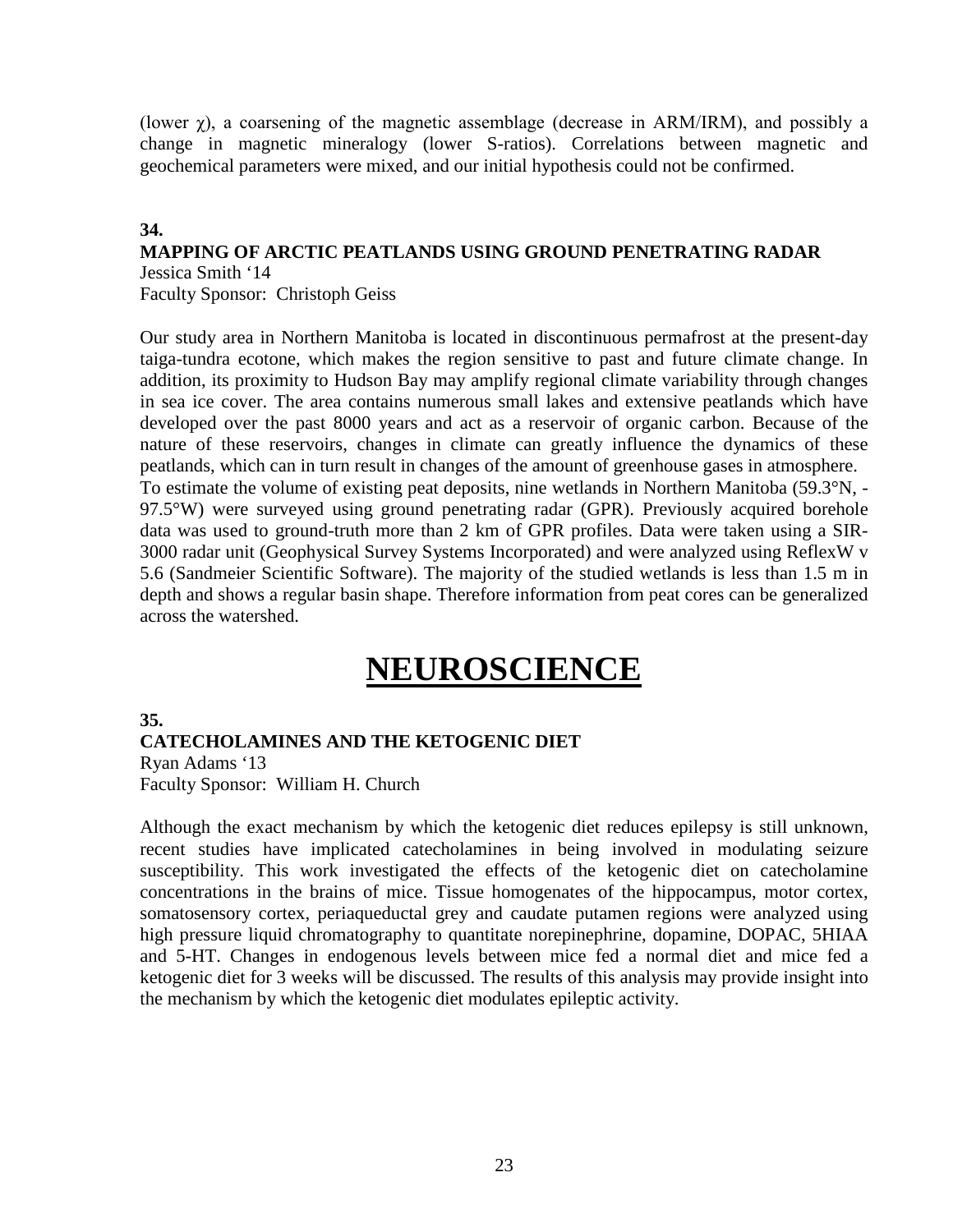(lower $\chi$), a coarsening of the magnetic assemblage (decrease in ARM/IRM), and possibly a change in magnetic mineralogy (lower S-ratios). Correlations between magnetic and geochemical parameters were mixed, and our initial hypothesis could not be confirmed.

**34.**
**MAPPING OF ARCTIC PEATLANDS USING GROUND PENETRATING RADAR**
Jessica Smith '14
Faculty Sponsor: Christoph Geiss

Our study area in Northern Manitoba is located in discontinuous permafrost at the present-day taiga-tundra ecotone, which makes the region sensitive to past and future climate change. In addition, its proximity to Hudson Bay may amplify regional climate variability through changes in sea ice cover. The area contains numerous small lakes and extensive peatlands which have developed over the past 8000 years and act as a reservoir of organic carbon. Because of the nature of these reservoirs, changes in climate can greatly influence the dynamics of these peatlands, which can in turn result in changes of the amount of greenhouse gases in atmosphere.
To estimate the volume of existing peat deposits, nine wetlands in Northern Manitoba (59.3°N, -97.5°W) were surveyed using ground penetrating radar (GPR). Previously acquired borehole data was used to ground-truth more than 2 km of GPR profiles. Data were taken using a SIR-3000 radar unit (Geophysical Survey Systems Incorporated) and were analyzed using ReflexW v 5.6 (Sandmeier Scientific Software). The majority of the studied wetlands is less than 1.5 m in depth and shows a regular basin shape. Therefore information from peat cores can be generalized across the watershed.

# NEUROSCIENCE

**35.**
**CATECHOLAMINES AND THE KETOGENIC DIET**
Ryan Adams '13
Faculty Sponsor: William H. Church

Although the exact mechanism by which the ketogenic diet reduces epilepsy is still unknown, recent studies have implicated catecholamines in being involved in modulating seizure susceptibility. This work investigated the effects of the ketogenic diet on catecholamine concentrations in the brains of mice. Tissue homogenates of the hippocampus, motor cortex, somatosensory cortex, periaqueductal grey and caudate putamen regions were analyzed using high pressure liquid chromatography to quantitate norepinephrine, dopamine, DOPAC, 5HIAA and 5-HT. Changes in endogenous levels between mice fed a normal diet and mice fed a ketogenic diet for 3 weeks will be discussed. The results of this analysis may provide insight into the mechanism by which the ketogenic diet modulates epileptic activity.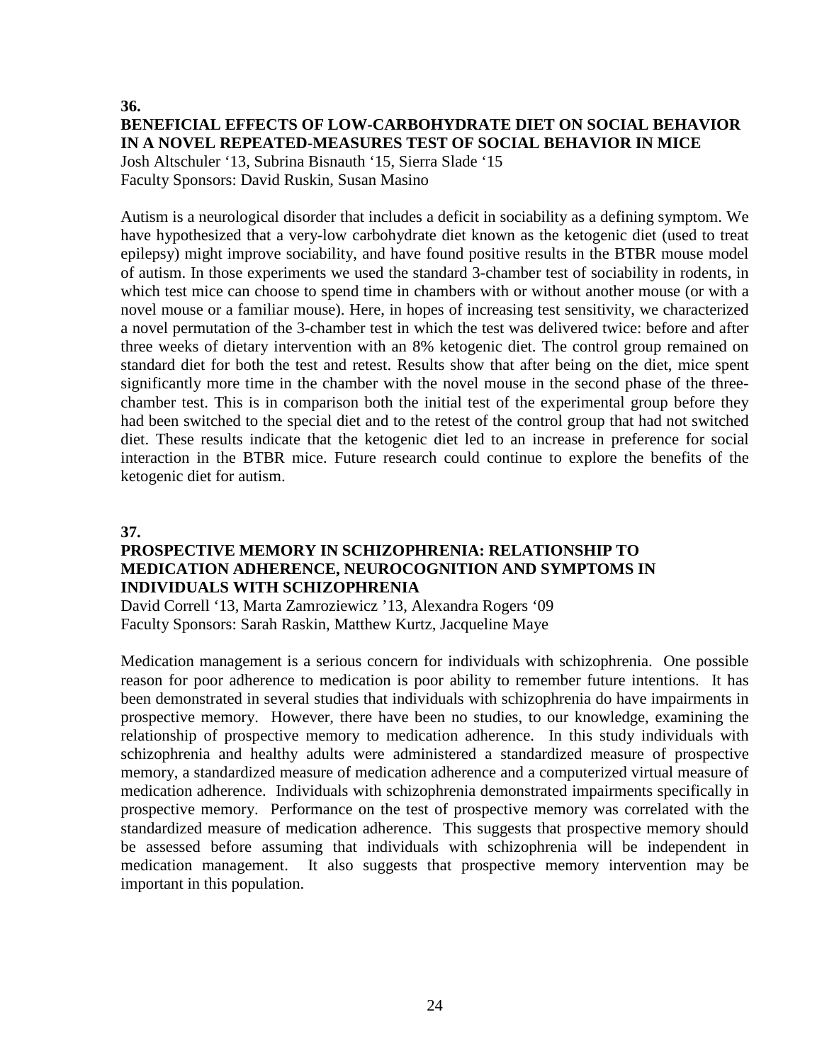**36.**

**BENEFICIAL EFFECTS OF LOW-CARBOHYDRATE DIET ON SOCIAL BEHAVIOR IN A NOVEL REPEATED-MEASURES TEST OF SOCIAL BEHAVIOR IN MICE**

Josh Altschuler '13, Subrina Bisnauth '15, Sierra Slade '15
Faculty Sponsors: David Ruskin, Susan Masino

Autism is a neurological disorder that includes a deficit in sociability as a defining symptom. We have hypothesized that a very-low carbohydrate diet known as the ketogenic diet (used to treat epilepsy) might improve sociability, and have found positive results in the BTBR mouse model of autism. In those experiments we used the standard 3-chamber test of sociability in rodents, in which test mice can choose to spend time in chambers with or without another mouse (or with a novel mouse or a familiar mouse). Here, in hopes of increasing test sensitivity, we characterized a novel permutation of the 3-chamber test in which the test was delivered twice: before and after three weeks of dietary intervention with an 8% ketogenic diet. The control group remained on standard diet for both the test and retest. Results show that after being on the diet, mice spent significantly more time in the chamber with the novel mouse in the second phase of the three-chamber test. This is in comparison both the initial test of the experimental group before they had been switched to the special diet and to the retest of the control group that had not switched diet. These results indicate that the ketogenic diet led to an increase in preference for social interaction in the BTBR mice. Future research could continue to explore the benefits of the ketogenic diet for autism.

**37.**

**PROSPECTIVE MEMORY IN SCHIZOPHRENIA: RELATIONSHIP TO MEDICATION ADHERENCE, NEUROCOGNITION AND SYMPTOMS IN INDIVIDUALS WITH SCHIZOPHRENIA**

David Correll '13, Marta Zamroziewicz '13, Alexandra Rogers '09
Faculty Sponsors: Sarah Raskin, Matthew Kurtz, Jacqueline Maye

Medication management is a serious concern for individuals with schizophrenia. One possible reason for poor adherence to medication is poor ability to remember future intentions. It has been demonstrated in several studies that individuals with schizophrenia do have impairments in prospective memory. However, there have been no studies, to our knowledge, examining the relationship of prospective memory to medication adherence. In this study individuals with schizophrenia and healthy adults were administered a standardized measure of prospective memory, a standardized measure of medication adherence and a computerized virtual measure of medication adherence. Individuals with schizophrenia demonstrated impairments specifically in prospective memory. Performance on the test of prospective memory was correlated with the standardized measure of medication adherence. This suggests that prospective memory should be assessed before assuming that individuals with schizophrenia will be independent in medication management. It also suggests that prospective memory intervention may be important in this population.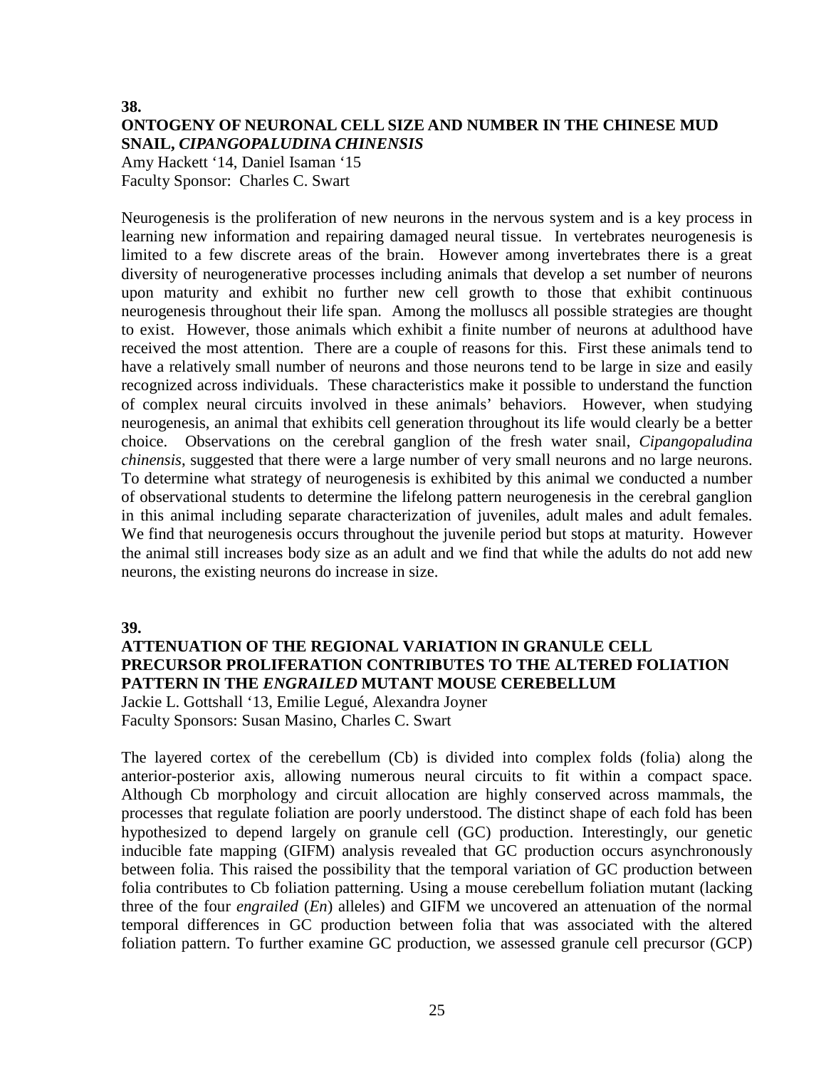**38.**

## ONTOGENY OF NEURONAL CELL SIZE AND NUMBER IN THE CHINESE MUD SNAIL, *CIPANGOPALUDINA CHINENSIS*

Amy Hackett '14, Daniel Isaman '15
Faculty Sponsor: Charles C. Swart

Neurogenesis is the proliferation of new neurons in the nervous system and is a key process in learning new information and repairing damaged neural tissue. In vertebrates neurogenesis is limited to a few discrete areas of the brain. However among invertebrates there is a great diversity of neurogenerative processes including animals that develop a set number of neurons upon maturity and exhibit no further new cell growth to those that exhibit continuous neurogenesis throughout their life span. Among the molluscs all possible strategies are thought to exist. However, those animals which exhibit a finite number of neurons at adulthood have received the most attention. There are a couple of reasons for this. First these animals tend to have a relatively small number of neurons and those neurons tend to be large in size and easily recognized across individuals. These characteristics make it possible to understand the function of complex neural circuits involved in these animals' behaviors. However, when studying neurogenesis, an animal that exhibits cell generation throughout its life would clearly be a better choice. Observations on the cerebral ganglion of the fresh water snail, *Cipangopaludina chinensis*, suggested that there were a large number of very small neurons and no large neurons. To determine what strategy of neurogenesis is exhibited by this animal we conducted a number of observational students to determine the lifelong pattern neurogenesis in the cerebral ganglion in this animal including separate characterization of juveniles, adult males and adult females. We find that neurogenesis occurs throughout the juvenile period but stops at maturity. However the animal still increases body size as an adult and we find that while the adults do not add new neurons, the existing neurons do increase in size.

**39.**

## ATTENUATION OF THE REGIONAL VARIATION IN GRANULE CELL PRECURSOR PROLIFERATION CONTRIBUTES TO THE ALTERED FOLIATION PATTERN IN THE *ENGRAILED* MUTANT MOUSE CEREBELLUM

Jackie L. Gottshall '13, Emilie Legué, Alexandra Joyner
Faculty Sponsors: Susan Masino, Charles C. Swart

The layered cortex of the cerebellum (Cb) is divided into complex folds (folia) along the anterior-posterior axis, allowing numerous neural circuits to fit within a compact space. Although Cb morphology and circuit allocation are highly conserved across mammals, the processes that regulate foliation are poorly understood. The distinct shape of each fold has been hypothesized to depend largely on granule cell (GC) production. Interestingly, our genetic inducible fate mapping (GIFM) analysis revealed that GC production occurs asynchronously between folia. This raised the possibility that the temporal variation of GC production between folia contributes to Cb foliation patterning. Using a mouse cerebellum foliation mutant (lacking three of the four *engrailed* (*En*) alleles) and GIFM we uncovered an attenuation of the normal temporal differences in GC production between folia that was associated with the altered foliation pattern. To further examine GC production, we assessed granule cell precursor (GCP)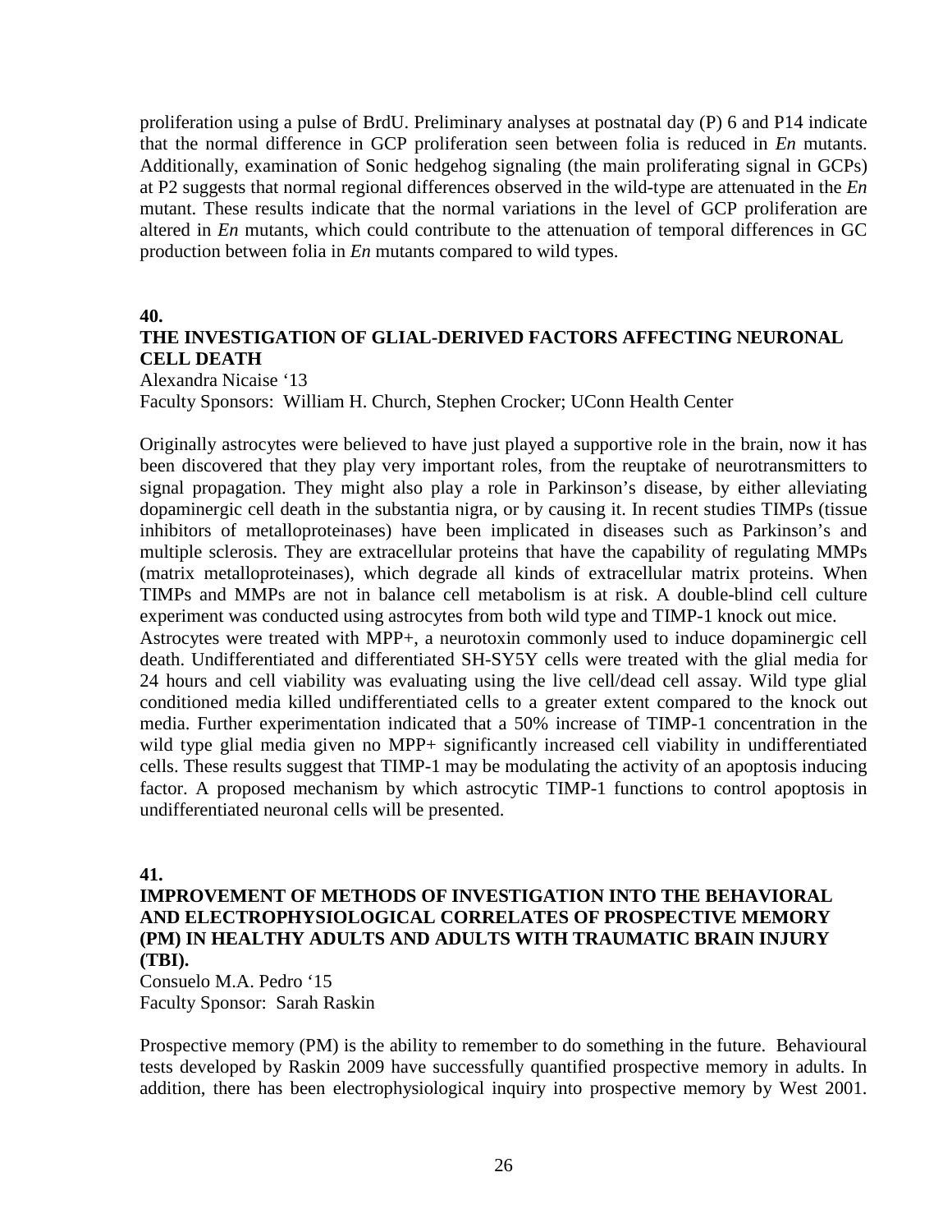proliferation using a pulse of BrdU. Preliminary analyses at postnatal day (P) 6 and P14 indicate that the normal difference in GCP proliferation seen between folia is reduced in *En* mutants. Additionally, examination of Sonic hedgehog signaling (the main proliferating signal in GCPs) at P2 suggests that normal regional differences observed in the wild-type are attenuated in the *En* mutant. These results indicate that the normal variations in the level of GCP proliferation are altered in *En* mutants, which could contribute to the attenuation of temporal differences in GC production between folia in *En* mutants compared to wild types.

**40.**

## THE INVESTIGATION OF GLIAL-DERIVED FACTORS AFFECTING NEURONAL CELL DEATH

Alexandra Nicaise '13
Faculty Sponsors: William H. Church, Stephen Crocker; UConn Health Center

Originally astrocytes were believed to have just played a supportive role in the brain, now it has been discovered that they play very important roles, from the reuptake of neurotransmitters to signal propagation. They might also play a role in Parkinson's disease, by either alleviating dopaminergic cell death in the substantia nigra, or by causing it. In recent studies TIMPs (tissue inhibitors of metalloproteinases) have been implicated in diseases such as Parkinson's and multiple sclerosis. They are extracellular proteins that have the capability of regulating MMPs (matrix metalloproteinases), which degrade all kinds of extracellular matrix proteins. When TIMPs and MMPs are not in balance cell metabolism is at risk. A double-blind cell culture experiment was conducted using astrocytes from both wild type and TIMP-1 knock out mice.
Astrocytes were treated with MPP+, a neurotoxin commonly used to induce dopaminergic cell death. Undifferentiated and differentiated SH-SY5Y cells were treated with the glial media for 24 hours and cell viability was evaluating using the live cell/dead cell assay. Wild type glial conditioned media killed undifferentiated cells to a greater extent compared to the knock out media. Further experimentation indicated that a 50% increase of TIMP-1 concentration in the wild type glial media given no MPP+ significantly increased cell viability in undifferentiated cells. These results suggest that TIMP-1 may be modulating the activity of an apoptosis inducing factor. A proposed mechanism by which astrocytic TIMP-1 functions to control apoptosis in undifferentiated neuronal cells will be presented.

**41.**

## IMPROVEMENT OF METHODS OF INVESTIGATION INTO THE BEHAVIORAL AND ELECTROPHYSIOLOGICAL CORRELATES OF PROSPECTIVE MEMORY (PM) IN HEALTHY ADULTS AND ADULTS WITH TRAUMATIC BRAIN INJURY (TBI).

Consuelo M.A. Pedro '15
Faculty Sponsor: Sarah Raskin

Prospective memory (PM) is the ability to remember to do something in the future. Behavioural tests developed by Raskin 2009 have successfully quantified prospective memory in adults. In addition, there has been electrophysiological inquiry into prospective memory by West 2001.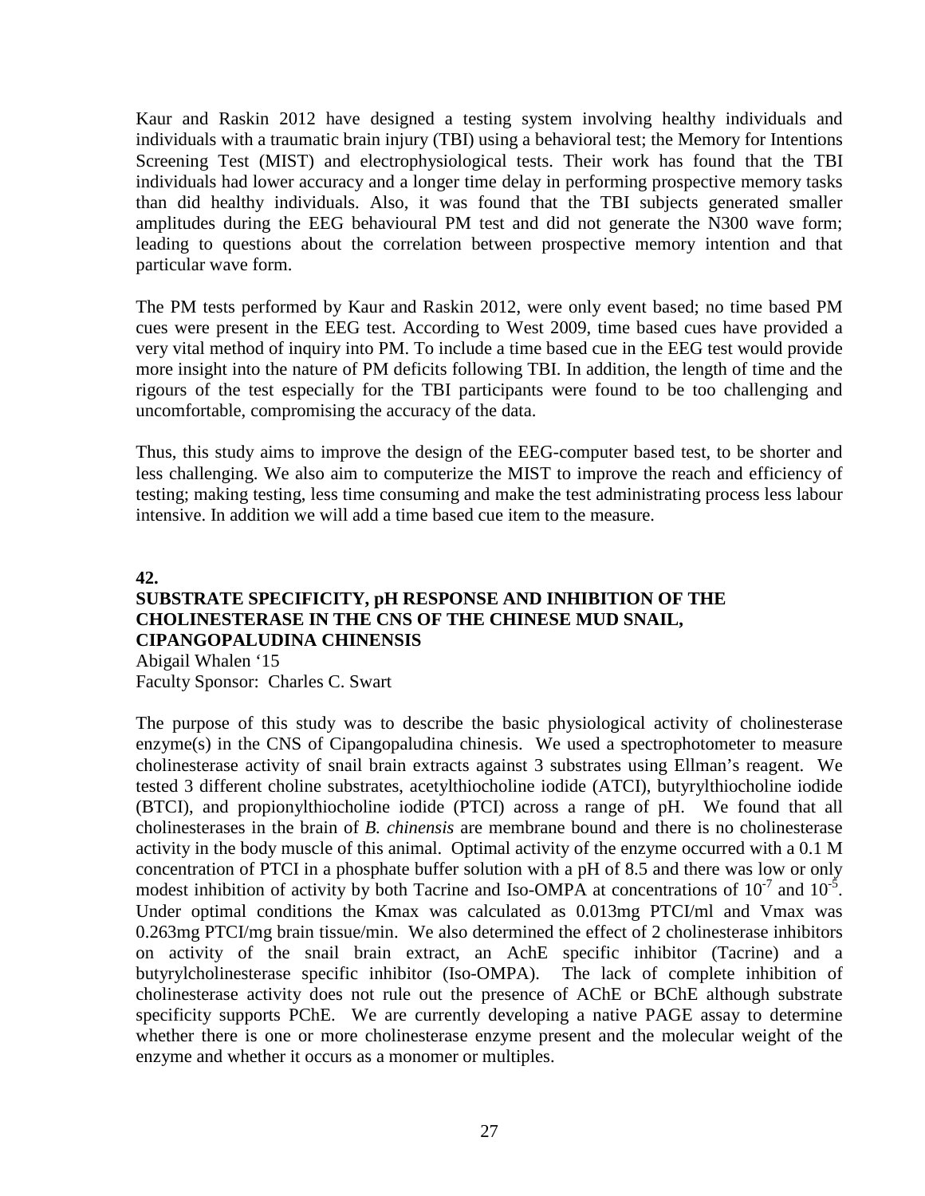Kaur and Raskin 2012 have designed a testing system involving healthy individuals and individuals with a traumatic brain injury (TBI) using a behavioral test; the Memory for Intentions Screening Test (MIST) and electrophysiological tests. Their work has found that the TBI individuals had lower accuracy and a longer time delay in performing prospective memory tasks than did healthy individuals. Also, it was found that the TBI subjects generated smaller amplitudes during the EEG behavioural PM test and did not generate the N300 wave form; leading to questions about the correlation between prospective memory intention and that particular wave form.

The PM tests performed by Kaur and Raskin 2012, were only event based; no time based PM cues were present in the EEG test. According to West 2009, time based cues have provided a very vital method of inquiry into PM. To include a time based cue in the EEG test would provide more insight into the nature of PM deficits following TBI. In addition, the length of time and the rigours of the test especially for the TBI participants were found to be too challenging and uncomfortable, compromising the accuracy of the data.

Thus, this study aims to improve the design of the EEG-computer based test, to be shorter and less challenging. We also aim to computerize the MIST to improve the reach and efficiency of testing; making testing, less time consuming and make the test administrating process less labour intensive. In addition we will add a time based cue item to the measure.

**42.**

## SUBSTRATE SPECIFICITY, pH RESPONSE AND INHIBITION OF THE CHOLINESTERASE IN THE CNS OF THE CHINESE MUD SNAIL, CIPANGOPALUDINA CHINENSIS

Abigail Whalen '15
Faculty Sponsor: Charles C. Swart

The purpose of this study was to describe the basic physiological activity of cholinesterase enzyme(s) in the CNS of Cipangopaludina chinesis. We used a spectrophotometer to measure cholinesterase activity of snail brain extracts against 3 substrates using Ellman's reagent. We tested 3 different choline substrates, acetylthiocholine iodide (ATCI), butyrylthiocholine iodide (BTCI), and propionylthiocholine iodide (PTCI) across a range of pH. We found that all cholinesterases in the brain of *B. chinensis* are membrane bound and there is no cholinesterase activity in the body muscle of this animal. Optimal activity of the enzyme occurred with a 0.1 M concentration of PTCI in a phosphate buffer solution with a pH of 8.5 and there was low or only modest inhibition of activity by both Tacrine and Iso-OMPA at concentrations of $10^{-7}$ and $10^{-5}$. Under optimal conditions the Kmax was calculated as 0.013mg PTCI/ml and Vmax was 0.263mg PTCI/mg brain tissue/min. We also determined the effect of 2 cholinesterase inhibitors on activity of the snail brain extract, an AchE specific inhibitor (Tacrine) and a butyrylcholinesterase specific inhibitor (Iso-OMPA). The lack of complete inhibition of cholinesterase activity does not rule out the presence of AChE or BChE although substrate specificity supports PChE. We are currently developing a native PAGE assay to determine whether there is one or more cholinesterase enzyme present and the molecular weight of the enzyme and whether it occurs as a monomer or multiples.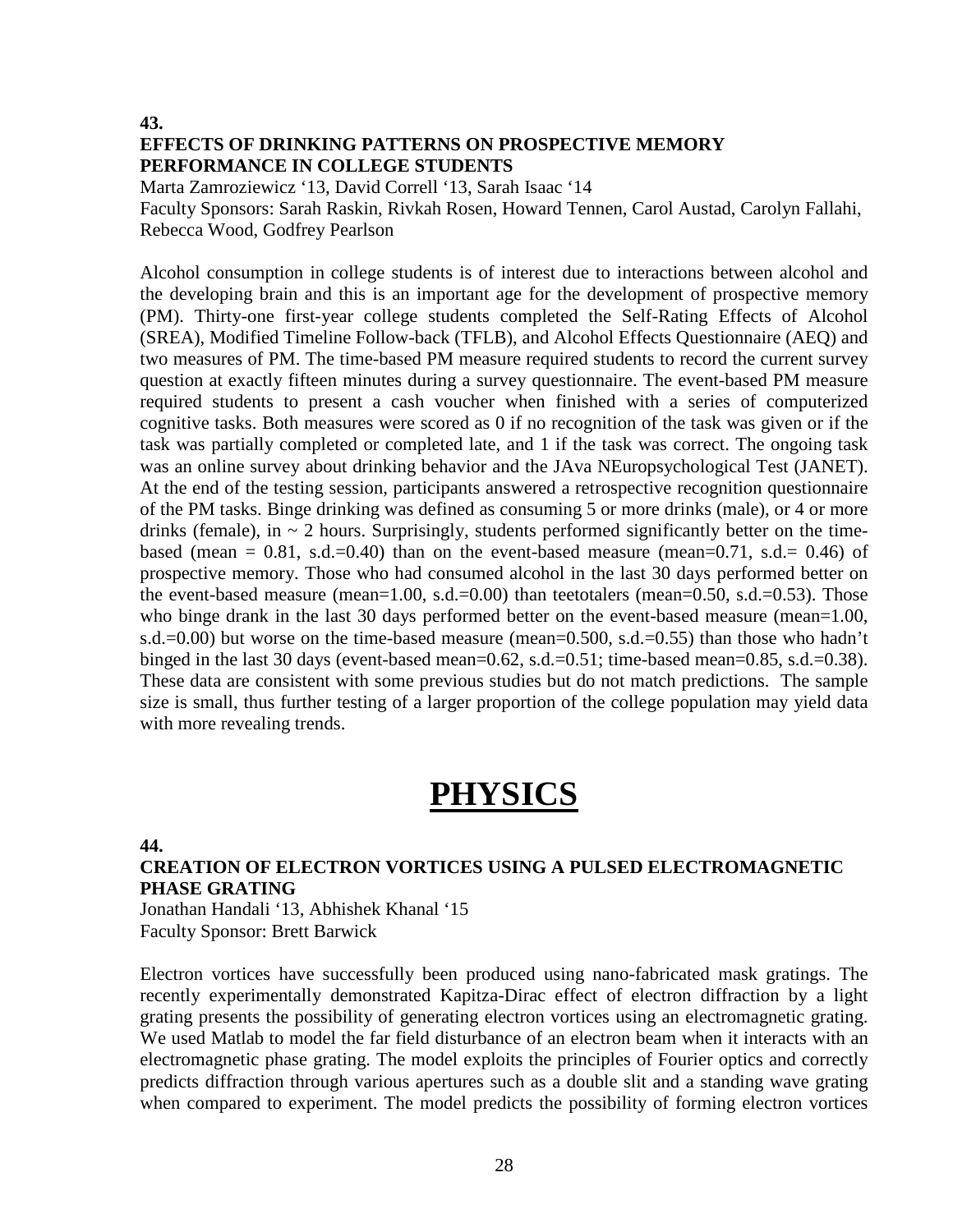**43.**

### EFFECTS OF DRINKING PATTERNS ON PROSPECTIVE MEMORY PERFORMANCE IN COLLEGE STUDENTS

Marta Zamroziewicz '13, David Correll '13, Sarah Isaac '14
Faculty Sponsors: Sarah Raskin, Rivkah Rosen, Howard Tennen, Carol Austad, Carolyn Fallahi, Rebecca Wood, Godfrey Pearlson

Alcohol consumption in college students is of interest due to interactions between alcohol and the developing brain and this is an important age for the development of prospective memory (PM). Thirty-one first-year college students completed the Self-Rating Effects of Alcohol (SREA), Modified Timeline Follow-back (TFLB), and Alcohol Effects Questionnaire (AEQ) and two measures of PM. The time-based PM measure required students to record the current survey question at exactly fifteen minutes during a survey questionnaire. The event-based PM measure required students to present a cash voucher when finished with a series of computerized cognitive tasks. Both measures were scored as 0 if no recognition of the task was given or if the task was partially completed or completed late, and 1 if the task was correct. The ongoing task was an online survey about drinking behavior and the JAva NEuropsychological Test (JANET). At the end of the testing session, participants answered a retrospective recognition questionnaire of the PM tasks. Binge drinking was defined as consuming 5 or more drinks (male), or 4 or more drinks (female), in ~ 2 hours. Surprisingly, students performed significantly better on the time-based (mean = 0.81, s.d.=0.40) than on the event-based measure (mean=0.71, s.d.= 0.46) of prospective memory. Those who had consumed alcohol in the last 30 days performed better on the event-based measure (mean=1.00, s.d.=0.00) than teetotalers (mean=0.50, s.d.=0.53). Those who binge drank in the last 30 days performed better on the event-based measure (mean=1.00, s.d.=0.00) but worse on the time-based measure (mean=0.500, s.d.=0.55) than those who hadn't binged in the last 30 days (event-based mean=0.62, s.d.=0.51; time-based mean=0.85, s.d.=0.38). These data are consistent with some previous studies but do not match predictions. The sample size is small, thus further testing of a larger proportion of the college population may yield data with more revealing trends.

# PHYSICS

**44.**

### CREATION OF ELECTRON VORTICES USING A PULSED ELECTROMAGNETIC PHASE GRATING

Jonathan Handali '13, Abhishek Khanal '15
Faculty Sponsor: Brett Barwick

Electron vortices have successfully been produced using nano-fabricated mask gratings. The recently experimentally demonstrated Kapitza-Dirac effect of electron diffraction by a light grating presents the possibility of generating electron vortices using an electromagnetic grating. We used Matlab to model the far field disturbance of an electron beam when it interacts with an electromagnetic phase grating. The model exploits the principles of Fourier optics and correctly predicts diffraction through various apertures such as a double slit and a standing wave grating when compared to experiment. The model predicts the possibility of forming electron vortices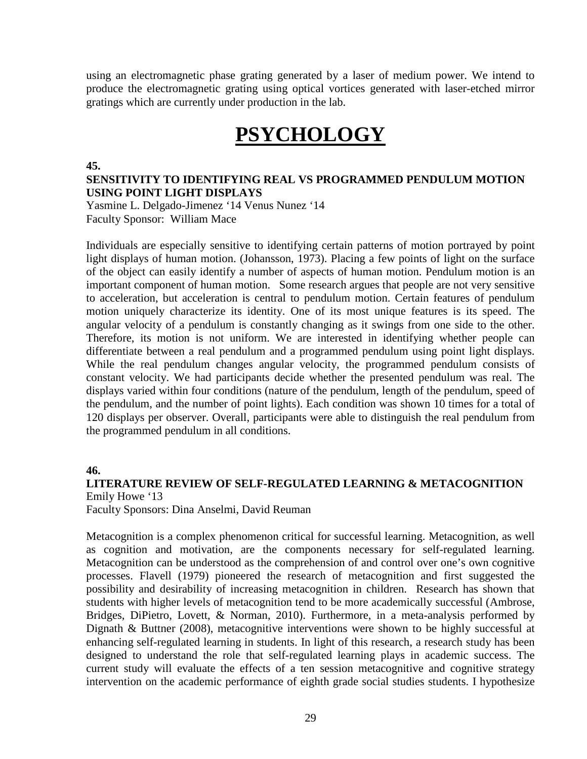using an electromagnetic phase grating generated by a laser of medium power. We intend to produce the electromagnetic grating using optical vortices generated with laser-etched mirror gratings which are currently under production in the lab.

# PSYCHOLOGY

**45.**

**SENSITIVITY TO IDENTIFYING REAL VS PROGRAMMED PENDULUM MOTION USING POINT LIGHT DISPLAYS**

Yasmine L. Delgado-Jimenez '14 Venus Nunez '14
Faculty Sponsor: William Mace

Individuals are especially sensitive to identifying certain patterns of motion portrayed by point light displays of human motion. (Johansson, 1973). Placing a few points of light on the surface of the object can easily identify a number of aspects of human motion. Pendulum motion is an important component of human motion. Some research argues that people are not very sensitive to acceleration, but acceleration is central to pendulum motion. Certain features of pendulum motion uniquely characterize its identity. One of its most unique features is its speed. The angular velocity of a pendulum is constantly changing as it swings from one side to the other. Therefore, its motion is not uniform. We are interested in identifying whether people can differentiate between a real pendulum and a programmed pendulum using point light displays. While the real pendulum changes angular velocity, the programmed pendulum consists of constant velocity. We had participants decide whether the presented pendulum was real. The displays varied within four conditions (nature of the pendulum, length of the pendulum, speed of the pendulum, and the number of point lights). Each condition was shown 10 times for a total of 120 displays per observer. Overall, participants were able to distinguish the real pendulum from the programmed pendulum in all conditions.

**46.**

**LITERATURE REVIEW OF SELF-REGULATED LEARNING & METACOGNITION**

Emily Howe '13
Faculty Sponsors: Dina Anselmi, David Reuman

Metacognition is a complex phenomenon critical for successful learning. Metacognition, as well as cognition and motivation, are the components necessary for self-regulated learning. Metacognition can be understood as the comprehension of and control over one's own cognitive processes. Flavell (1979) pioneered the research of metacognition and first suggested the possibility and desirability of increasing metacognition in children. Research has shown that students with higher levels of metacognition tend to be more academically successful (Ambrose, Bridges, DiPietro, Lovett, & Norman, 2010). Furthermore, in a meta-analysis performed by Dignath & Buttner (2008), metacognitive interventions were shown to be highly successful at enhancing self-regulated learning in students. In light of this research, a research study has been designed to understand the role that self-regulated learning plays in academic success. The current study will evaluate the effects of a ten session metacognitive and cognitive strategy intervention on the academic performance of eighth grade social studies students. I hypothesize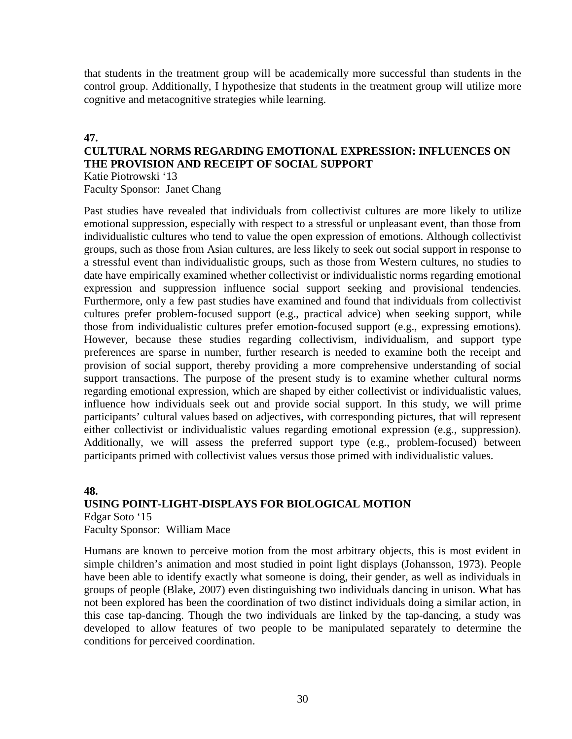that students in the treatment group will be academically more successful than students in the control group. Additionally, I hypothesize that students in the treatment group will utilize more cognitive and metacognitive strategies while learning.

**47.**

### CULTURAL NORMS REGARDING EMOTIONAL EXPRESSION: INFLUENCES ON THE PROVISION AND RECEIPT OF SOCIAL SUPPORT

Katie Piotrowski '13
Faculty Sponsor: Janet Chang

Past studies have revealed that individuals from collectivist cultures are more likely to utilize emotional suppression, especially with respect to a stressful or unpleasant event, than those from individualistic cultures who tend to value the open expression of emotions. Although collectivist groups, such as those from Asian cultures, are less likely to seek out social support in response to a stressful event than individualistic groups, such as those from Western cultures, no studies to date have empirically examined whether collectivist or individualistic norms regarding emotional expression and suppression influence social support seeking and provisional tendencies. Furthermore, only a few past studies have examined and found that individuals from collectivist cultures prefer problem-focused support (e.g., practical advice) when seeking support, while those from individualistic cultures prefer emotion-focused support (e.g., expressing emotions). However, because these studies regarding collectivism, individualism, and support type preferences are sparse in number, further research is needed to examine both the receipt and provision of social support, thereby providing a more comprehensive understanding of social support transactions. The purpose of the present study is to examine whether cultural norms regarding emotional expression, which are shaped by either collectivist or individualistic values, influence how individuals seek out and provide social support. In this study, we will prime participants' cultural values based on adjectives, with corresponding pictures, that will represent either collectivist or individualistic values regarding emotional expression (e.g., suppression). Additionally, we will assess the preferred support type (e.g., problem-focused) between participants primed with collectivist values versus those primed with individualistic values.

**48.**

### USING POINT-LIGHT-DISPLAYS FOR BIOLOGICAL MOTION

Edgar Soto '15
Faculty Sponsor: William Mace

Humans are known to perceive motion from the most arbitrary objects, this is most evident in simple children's animation and most studied in point light displays (Johansson, 1973). People have been able to identify exactly what someone is doing, their gender, as well as individuals in groups of people (Blake, 2007) even distinguishing two individuals dancing in unison. What has not been explored has been the coordination of two distinct individuals doing a similar action, in this case tap-dancing. Though the two individuals are linked by the tap-dancing, a study was developed to allow features of two people to be manipulated separately to determine the conditions for perceived coordination.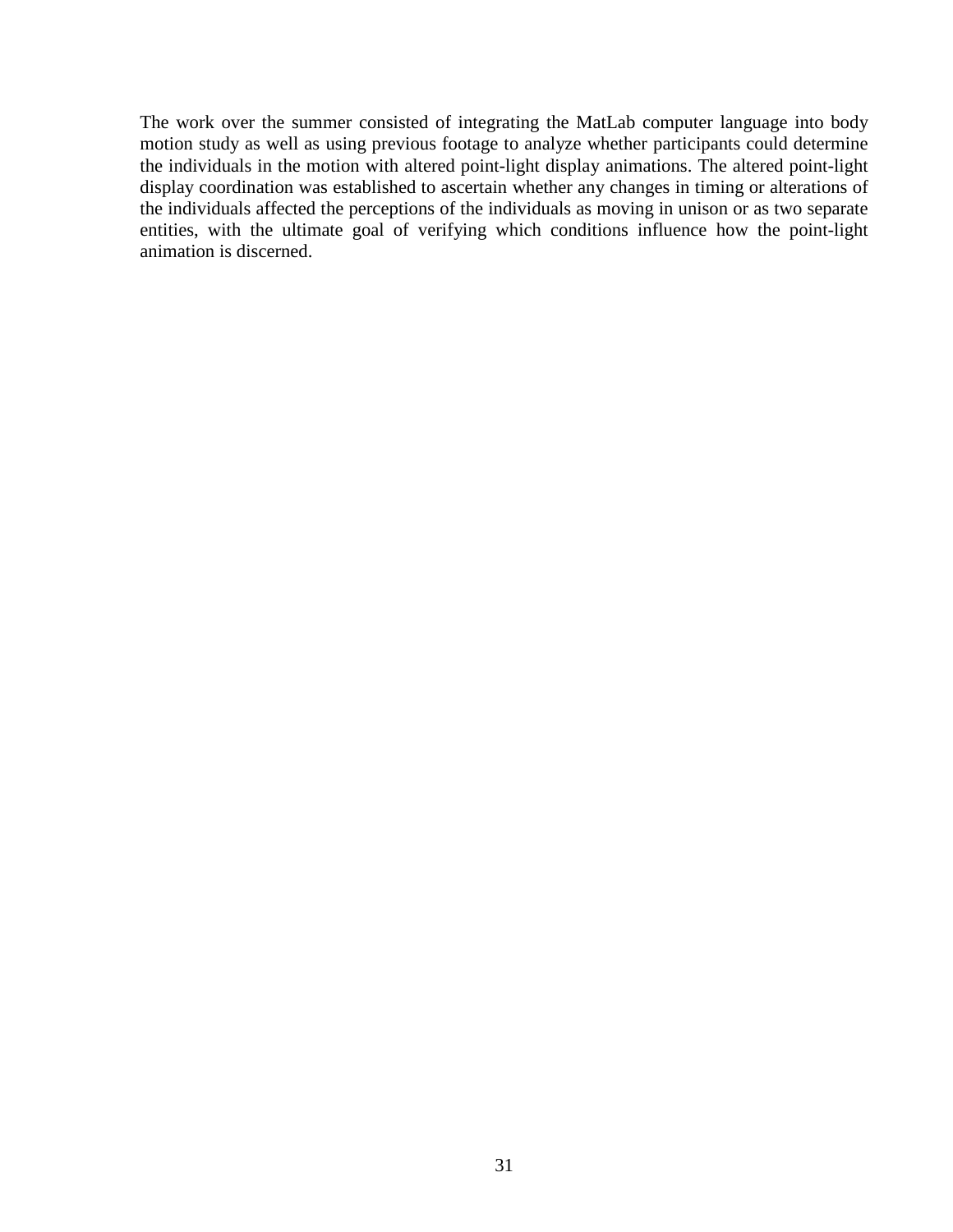The work over the summer consisted of integrating the MatLab computer language into body motion study as well as using previous footage to analyze whether participants could determine the individuals in the motion with altered point-light display animations. The altered point-light display coordination was established to ascertain whether any changes in timing or alterations of the individuals affected the perceptions of the individuals as moving in unison or as two separate entities, with the ultimate goal of verifying which conditions influence how the point-light animation is discerned.